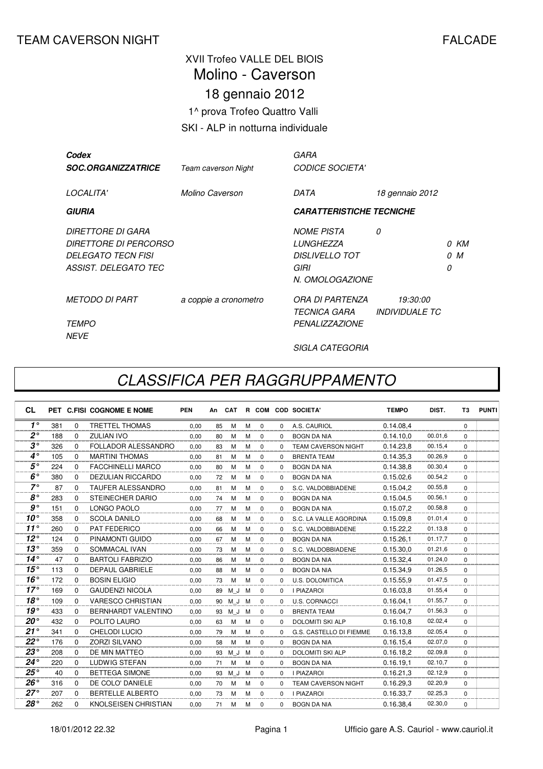TEAM CAVERSON NIGHT FALCADE

XVII Trofeo VALLE DEL BIOIS

# Molino - Caverson

## 18 gennaio 2012

1^ prova Trofeo Quattro Valli

SKI - ALP in notturna individuale

| | | | |
|---|---|---|---|
| ***Codex*** | | *GARA* | |
| ***SOC.ORGANIZZATRICE*** | *Team caverson Night* | *CODICE SOCIETA'* | |
| *LOCALITA'* | *Molino Caverson* | *DATA* | *18 gennaio 2012* |
| ***GIURIA*** | | ***CARATTERISTICHE TECNICHE*** | |
| *DIRETTORE DI GARA* | | *NOME PISTA* | *0* |
| *DIRETTORE DI PERCORSO* | | *LUNGHEZZA* | *0 KM* |
| *DELEGATO TECN FISI* | | *DISLIVELLO TOT* | *0 M* |
| *ASSIST. DELEGATO TEC* | | *GIRI* | *0* |
| | | *N. OMOLOGAZIONE* | |
| *METODO DI PART* | *a coppie a cronometro* | *ORA DI PARTENZA* | *19:30:00* |
| | | *TECNICA GARA* | *INDIVIDUALE TC* |
| *TEMPO* | | *PENALIZZAZIONE* | |
| *NEVE* | | | |
| | | *SIGLA CATEGORIA* | |

# *CLASSIFICA PER RAGGRUPPAMENTO*

| CL | PET | C.FISI | COGNOME E NOME | PEN | An | CAT | R | COM | COD | SOCIETA' | TEMPO | DIST. | T3 | PUNTI |
|---|---|---|---|---|---|---|---|---|---|---|---|---|---|---|
| 1° | 381 | 0 | TRETTEL THOMAS | 0,00 | 85 | M | M | 0 | 0 | A.S. CAURIOL | 0.14.08,4 | | 0 | |
| 2° | 188 | 0 | ZULIAN IVO | 0,00 | 80 | M | M | 0 | 0 | BOGN DA NIA | 0.14.10,0 | 00.01,6 | 0 | |
| 3° | 326 | 0 | FOLLADOR ALESSANDRO | 0,00 | 83 | M | M | 0 | 0 | TEAM CAVERSON NIGHT | 0.14.23,8 | 00.15,4 | 0 | |
| 4° | 105 | 0 | MARTINI THOMAS | 0,00 | 81 | M | M | 0 | 0 | BRENTA TEAM | 0.14.35,3 | 00.26,9 | 0 | |
| 5° | 224 | 0 | FACCHINELLI MARCO | 0,00 | 80 | M | M | 0 | 0 | BOGN DA NIA | 0.14.38,8 | 00.30,4 | 0 | |
| 6° | 380 | 0 | DEZULIAN RICCARDO | 0,00 | 72 | M | M | 0 | 0 | BOGN DA NIA | 0.15.02,6 | 00.54,2 | 0 | |
| 7° | 87 | 0 | TAUFER ALESSANDRO | 0,00 | 81 | M | M | 0 | 0 | S.C. VALDOBBIADENE | 0.15.04,2 | 00.55,8 | 0 | |
| 8° | 283 | 0 | STEINECHER DARIO | 0,00 | 74 | M | M | 0 | 0 | BOGN DA NIA | 0.15.04,5 | 00.56,1 | 0 | |
| 9° | 151 | 0 | LONGO PAOLO | 0,00 | 77 | M | M | 0 | 0 | BOGN DA NIA | 0.15.07,2 | 00.58,8 | 0 | |
| 10° | 358 | 0 | SCOLA DANILO | 0,00 | 68 | M | M | 0 | 0 | S.C. LA VALLE AGORDINA | 0.15.09,8 | 01.01,4 | 0 | |
| 11° | 260 | 0 | PAT FEDERICO | 0,00 | 66 | M | M | 0 | 0 | S.C. VALDOBBIADENE | 0.15.22,2 | 01.13,8 | 0 | |
| 12° | 124 | 0 | PINAMONTI GUIDO | 0,00 | 67 | M | M | 0 | 0 | BOGN DA NIA | 0.15.26,1 | 01.17,7 | 0 | |
| 13° | 359 | 0 | SOMMACAL IVAN | 0,00 | 73 | M | M | 0 | 0 | S.C. VALDOBBIADENE | 0.15.30,0 | 01.21,6 | 0 | |
| 14° | 47 | 0 | BARTOLI FABRIZIO | 0,00 | 86 | M | M | 0 | 0 | BOGN DA NIA | 0.15.32,4 | 01.24,0 | 0 | |
| 15° | 113 | 0 | DEPAUL GABRIELE | 0,00 | 88 | M | M | 0 | 0 | BOGN DA NIA | 0.15.34,9 | 01.26,5 | 0 | |
| 16° | 172 | 0 | BOSIN ELIGIO | 0,00 | 73 | M | M | 0 | 0 | U.S. DOLOMITICA | 0.15.55,9 | 01.47,5 | 0 | |
| 17° | 169 | 0 | GAUDENZI NICOLA | 0,00 | 89 | M_J | M | 0 | 0 | I PIAZAROI | 0.16.03,8 | 01.55,4 | 0 | |
| 18° | 109 | 0 | VARESCO CHRISTIAN | 0,00 | 90 | M_J | M | 0 | 0 | U.S. CORNACCI | 0.16.04,1 | 01.55,7 | 0 | |
| 19° | 433 | 0 | BERNHARDT VALENTINO | 0,00 | 93 | M_J | M | 0 | 0 | BRENTA TEAM | 0.16.04,7 | 01.56,3 | 0 | |
| 20° | 432 | 0 | POLITO LAURO | 0,00 | 63 | M | M | 0 | 0 | DOLOMITI SKI ALP | 0.16.10,8 | 02.02,4 | 0 | |
| 21° | 341 | 0 | CHELODI LUCIO | 0,00 | 79 | M | M | 0 | 0 | G.S. CASTELLO DI FIEMME | 0.16.13,8 | 02.05,4 | 0 | |
| 22° | 176 | 0 | ZORZI SILVANO | 0,00 | 58 | M | M | 0 | 0 | BOGN DA NIA | 0.16.15,4 | 02.07,0 | 0 | |
| 23° | 208 | 0 | DE MIN MATTEO | 0,00 | 93 | M_J | M | 0 | 0 | DOLOMITI SKI ALP | 0.16.18,2 | 02.09,8 | 0 | |
| 24° | 220 | 0 | LUDWIG STEFAN | 0,00 | 71 | M | M | 0 | 0 | BOGN DA NIA | 0.16.19,1 | 02.10,7 | 0 | |
| 25° | 40 | 0 | BETTEGA SIMONE | 0,00 | 93 | M_J | M | 0 | 0 | I PIAZAROI | 0.16.21,3 | 02.12,9 | 0 | |
| 26° | 316 | 0 | DE COLO' DANIELE | 0,00 | 70 | M | M | 0 | 0 | TEAM CAVERSON NIGHT | 0.16.29,3 | 02.20,9 | 0 | |
| 27° | 207 | 0 | BERTELLE ALBERTO | 0,00 | 73 | M | M | 0 | 0 | I PIAZAROI | 0.16.33,7 | 02.25,3 | 0 | |
| 28° | 262 | 0 | KNOLSEISEN CHRISTIAN | 0,00 | 71 | M | M | 0 | 0 | BOGN DA NIA | 0.16.38,4 | 02.30,0 | 0 | |

18/01/2012 22.32 Ufficio gare A.S. Cauriol - www.cauriol.it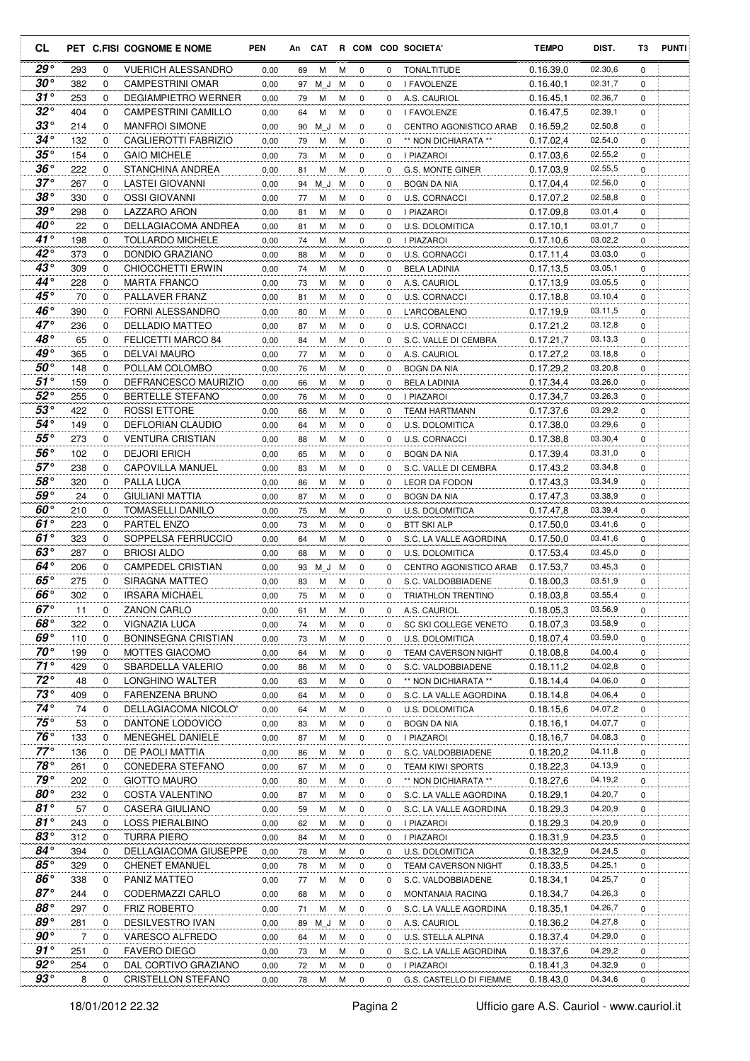| CL | PET | C.FISI | COGNOME E NOME | PEN | An | CAT | R | COM | COD | SOCIETA' | TEMPO | DIST. | T3 | PUNTI |
|---|---|---|---|---|---|---|---|---|---|---|---|---|---|---|
| 29° | 293 | 0 | VUERICH ALESSANDRO | 0,00 | 69 | M | M | 0 | 0 | TONALTITUDE | 0.16.39,0 | 02.30,6 | 0 | |
| 30° | 382 | 0 | CAMPESTRINI OMAR | 0,00 | 97 | M_J | M | 0 | 0 | I FAVOLENZE | 0.16.40,1 | 02.31,7 | 0 | |
| 31° | 253 | 0 | DEGIAMPIETRO WERNER | 0,00 | 79 | M | M | 0 | 0 | A.S. CAURIOL | 0.16.45,1 | 02.36,7 | 0 | |
| 32° | 404 | 0 | CAMPESTRINI CAMILLO | 0,00 | 64 | M | M | 0 | 0 | I FAVOLENZE | 0.16.47,5 | 02.39,1 | 0 | |
| 33° | 214 | 0 | MANFROI SIMONE | 0,00 | 90 | M_J | M | 0 | 0 | CENTRO AGONISTICO ARAB | 0.16.59,2 | 02.50,8 | 0 | |
| 34° | 132 | 0 | CAGLIEROTTI FABRIZIO | 0,00 | 79 | M | M | 0 | 0 | ** NON DICHIARATA ** | 0.17.02,4 | 02.54,0 | 0 | |
| 35° | 154 | 0 | GAIO MICHELE | 0,00 | 73 | M | M | 0 | 0 | I PIAZAROI | 0.17.03,6 | 02.55,2 | 0 | |
| 36° | 222 | 0 | STANCHINA ANDREA | 0,00 | 81 | M | M | 0 | 0 | G.S. MONTE GINER | 0.17.03,9 | 02.55,5 | 0 | |
| 37° | 267 | 0 | LASTEI GIOVANNI | 0,00 | 94 | M_J | M | 0 | 0 | BOGN DA NIA | 0.17.04,4 | 02.56,0 | 0 | |
| 38° | 330 | 0 | OSSI GIOVANNI | 0,00 | 77 | M | M | 0 | 0 | U.S. CORNACCI | 0.17.07,2 | 02.58,8 | 0 | |
| 39° | 298 | 0 | LAZZARO ARON | 0,00 | 81 | M | M | 0 | 0 | I PIAZAROI | 0.17.09,8 | 03.01,4 | 0 | |
| 40° | 22 | 0 | DELLAGIACOMA ANDREA | 0,00 | 81 | M | M | 0 | 0 | U.S. DOLOMITICA | 0.17.10,1 | 03.01,7 | 0 | |
| 41° | 198 | 0 | TOLLARDO MICHELE | 0,00 | 74 | M | M | 0 | 0 | I PIAZAROI | 0.17.10,6 | 03.02,2 | 0 | |
| 42° | 373 | 0 | DONDIO GRAZIANO | 0,00 | 88 | M | M | 0 | 0 | U.S. CORNACCI | 0.17.11,4 | 03.03,0 | 0 | |
| 43° | 309 | 0 | CHIOCCHETTI ERWIN | 0,00 | 74 | M | M | 0 | 0 | BELA LADINIA | 0.17.13,5 | 03.05,1 | 0 | |
| 44° | 228 | 0 | MARTA FRANCO | 0,00 | 73 | M | M | 0 | 0 | A.S. CAURIOL | 0.17.13,9 | 03.05,5 | 0 | |
| 45° | 70 | 0 | PALLAVER FRANZ | 0,00 | 81 | M | M | 0 | 0 | U.S. CORNACCI | 0.17.18,8 | 03.10,4 | 0 | |
| 46° | 390 | 0 | FORNI ALESSANDRO | 0,00 | 80 | M | M | 0 | 0 | L'ARCOBALENO | 0.17.19,9 | 03.11,5 | 0 | |
| 47° | 236 | 0 | DELLADIO MATTEO | 0,00 | 87 | M | M | 0 | 0 | U.S. CORNACCI | 0.17.21,2 | 03.12,8 | 0 | |
| 48° | 65 | 0 | FELICETTI MARCO 84 | 0,00 | 84 | M | M | 0 | 0 | S.C. VALLE DI CEMBRA | 0.17.21,7 | 03.13,3 | 0 | |
| 49° | 365 | 0 | DELVAI MAURO | 0,00 | 77 | M | M | 0 | 0 | A.S. CAURIOL | 0.17.27,2 | 03.18,8 | 0 | |
| 50° | 148 | 0 | POLLAM COLOMBO | 0,00 | 76 | M | M | 0 | 0 | BOGN DA NIA | 0.17.29,2 | 03.20,8 | 0 | |
| 51° | 159 | 0 | DEFRANCESCO MAURIZIO | 0,00 | 66 | M | M | 0 | 0 | BELA LADINIA | 0.17.34,4 | 03.26,0 | 0 | |
| 52° | 255 | 0 | BERTELLE STEFANO | 0,00 | 76 | M | M | 0 | 0 | I PIAZAROI | 0.17.34,7 | 03.26,3 | 0 | |
| 53° | 422 | 0 | ROSSI ETTORE | 0,00 | 66 | M | M | 0 | 0 | TEAM HARTMANN | 0.17.37,6 | 03.29,2 | 0 | |
| 54° | 149 | 0 | DEFLORIAN CLAUDIO | 0,00 | 64 | M | M | 0 | 0 | U.S. DOLOMITICA | 0.17.38,0 | 03.29,6 | 0 | |
| 55° | 273 | 0 | VENTURA CRISTIAN | 0,00 | 88 | M | M | 0 | 0 | U.S. CORNACCI | 0.17.38,8 | 03.30,4 | 0 | |
| 56° | 102 | 0 | DEJORI ERICH | 0,00 | 65 | M | M | 0 | 0 | BOGN DA NIA | 0.17.39,4 | 03.31,0 | 0 | |
| 57° | 238 | 0 | CAPOVILLA MANUEL | 0,00 | 83 | M | M | 0 | 0 | S.C. VALLE DI CEMBRA | 0.17.43,2 | 03.34,8 | 0 | |
| 58° | 320 | 0 | PALLA LUCA | 0,00 | 86 | M | M | 0 | 0 | LEOR DA FODON | 0.17.43,3 | 03.34,9 | 0 | |
| 59° | 24 | 0 | GIULIANI MATTIA | 0,00 | 87 | M | M | 0 | 0 | BOGN DA NIA | 0.17.47,3 | 03.38,9 | 0 | |
| 60° | 210 | 0 | TOMASELLI DANILO | 0,00 | 75 | M | M | 0 | 0 | U.S. DOLOMITICA | 0.17.47,8 | 03.39,4 | 0 | |
| 61° | 223 | 0 | PARTEL ENZO | 0,00 | 73 | M | M | 0 | 0 | BTT SKI ALP | 0.17.50,0 | 03.41,6 | 0 | |
| 61° | 323 | 0 | SOPPELSA FERRUCCIO | 0,00 | 64 | M | M | 0 | 0 | S.C. LA VALLE AGORDINA | 0.17.50,0 | 03.41,6 | 0 | |
| 63° | 287 | 0 | BRIOSI ALDO | 0,00 | 68 | M | M | 0 | 0 | U.S. DOLOMITICA | 0.17.53,4 | 03.45,0 | 0 | |
| 64° | 206 | 0 | CAMPEDEL CRISTIAN | 0,00 | 93 | M_J | M | 0 | 0 | CENTRO AGONISTICO ARAB | 0.17.53,7 | 03.45,3 | 0 | |
| 65° | 275 | 0 | SIRAGNA MATTEO | 0,00 | 83 | M | M | 0 | 0 | S.C. VALDOBBIADENE | 0.18.00,3 | 03.51,9 | 0 | |
| 66° | 302 | 0 | IRSARA MICHAEL | 0,00 | 75 | M | M | 0 | 0 | TRIATHLON TRENTINO | 0.18.03,8 | 03.55,4 | 0 | |
| 67° | 11 | 0 | ZANON CARLO | 0,00 | 61 | M | M | 0 | 0 | A.S. CAURIOL | 0.18.05,3 | 03.56,9 | 0 | |
| 68° | 322 | 0 | VIGNAZIA LUCA | 0,00 | 74 | M | M | 0 | 0 | SC SKI COLLEGE VENETO | 0.18.07,3 | 03.58,9 | 0 | |
| 69° | 110 | 0 | BONINSEGNA CRISTIAN | 0,00 | 73 | M | M | 0 | 0 | U.S. DOLOMITICA | 0.18.07,4 | 03.59,0 | 0 | |
| 70° | 199 | 0 | MOTTES GIACOMO | 0,00 | 64 | M | M | 0 | 0 | TEAM CAVERSON NIGHT | 0.18.08,8 | 04.00,4 | 0 | |
| 71° | 429 | 0 | SBARDELLA VALERIO | 0,00 | 86 | M | M | 0 | 0 | S.C. VALDOBBIADENE | 0.18.11,2 | 04.02,8 | 0 | |
| 72° | 48 | 0 | LONGHINO WALTER | 0,00 | 63 | M | M | 0 | 0 | ** NON DICHIARATA ** | 0.18.14,4 | 04.06,0 | 0 | |
| 73° | 409 | 0 | FARENZENA BRUNO | 0,00 | 64 | M | M | 0 | 0 | S.C. LA VALLE AGORDINA | 0.18.14,8 | 04.06,4 | 0 | |
| 74° | 74 | 0 | DELLAGIACOMA NICOLO' | 0,00 | 64 | M | M | 0 | 0 | U.S. DOLOMITICA | 0.18.15,6 | 04.07,2 | 0 | |
| 75° | 53 | 0 | DANTONE LODOVICO | 0,00 | 83 | M | M | 0 | 0 | BOGN DA NIA | 0.18.16,1 | 04.07,7 | 0 | |
| 76° | 133 | 0 | MENEGHEL DANIELE | 0,00 | 87 | M | M | 0 | 0 | I PIAZAROI | 0.18.16,7 | 04.08,3 | 0 | |
| 77° | 136 | 0 | DE PAOLI MATTIA | 0,00 | 86 | M | M | 0 | 0 | S.C. VALDOBBIADENE | 0.18.20,2 | 04.11,8 | 0 | |
| 78° | 261 | 0 | CONEDERA STEFANO | 0,00 | 67 | M | M | 0 | 0 | TEAM KIWI SPORTS | 0.18.22,3 | 04.13,9 | 0 | |
| 79° | 202 | 0 | GIOTTO MAURO | 0,00 | 80 | M | M | 0 | 0 | ** NON DICHIARATA ** | 0.18.27,6 | 04.19,2 | 0 | |
| 80° | 232 | 0 | COSTA VALENTINO | 0,00 | 87 | M | M | 0 | 0 | S.C. LA VALLE AGORDINA | 0.18.29,1 | 04.20,7 | 0 | |
| 81° | 57 | 0 | CASERA GIULIANO | 0,00 | 59 | M | M | 0 | 0 | S.C. LA VALLE AGORDINA | 0.18.29,3 | 04.20,9 | 0 | |
| 81° | 243 | 0 | LOSS PIERALBINO | 0,00 | 62 | M | M | 0 | 0 | I PIAZAROI | 0.18.29,3 | 04.20,9 | 0 | |
| 83° | 312 | 0 | TURRA PIERO | 0,00 | 84 | M | M | 0 | 0 | I PIAZAROI | 0.18.31,9 | 04.23,5 | 0 | |
| 84° | 394 | 0 | DELLAGIACOMA GIUSEPPE | 0,00 | 78 | M | M | 0 | 0 | U.S. DOLOMITICA | 0.18.32,9 | 04.24,5 | 0 | |
| 85° | 329 | 0 | CHENET EMANUEL | 0,00 | 78 | M | M | 0 | 0 | TEAM CAVERSON NIGHT | 0.18.33,5 | 04.25,1 | 0 | |
| 86° | 338 | 0 | PANIZ MATTEO | 0,00 | 77 | M | M | 0 | 0 | S.C. VALDOBBIADENE | 0.18.34,1 | 04.25,7 | 0 | |
| 87° | 244 | 0 | CODERMAZZI CARLO | 0,00 | 68 | M | M | 0 | 0 | MONTANAIA RACING | 0.18.34,7 | 04.26,3 | 0 | |
| 88° | 297 | 0 | FRIZ ROBERTO | 0,00 | 71 | M | M | 0 | 0 | S.C. LA VALLE AGORDINA | 0.18.35,1 | 04.26,7 | 0 | |
| 89° | 281 | 0 | DESILVESTRO IVAN | 0,00 | 89 | M_J | M | 0 | 0 | A.S. CAURIOL | 0.18.36,2 | 04.27,8 | 0 | |
| 90° | 7 | 0 | VARESCO ALFREDO | 0,00 | 64 | M | M | 0 | 0 | U.S. STELLA ALPINA | 0.18.37,4 | 04.29,0 | 0 | |
| 91° | 251 | 0 | FAVERO DIEGO | 0,00 | 73 | M | M | 0 | 0 | S.C. LA VALLE AGORDINA | 0.18.37,6 | 04.29,2 | 0 | |
| 92° | 254 | 0 | DAL CORTIVO GRAZIANO | 0,00 | 72 | M | M | 0 | 0 | I PIAZAROI | 0.18.41,3 | 04.32,9 | 0 | |
| 93° | 8 | 0 | CRISTELLON STEFANO | 0,00 | 78 | M | M | 0 | 0 | G.S. CASTELLO DI FIEMME | 0.18.43,0 | 04.34,6 | 0 | |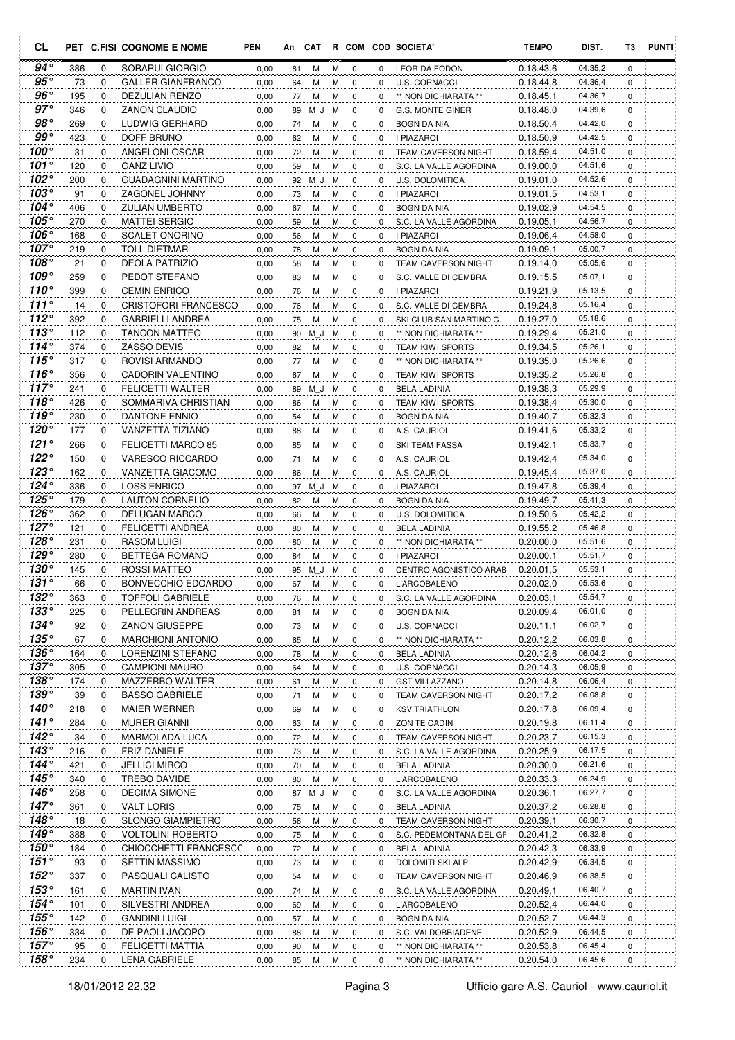| CL | PET | C.FISI | COGNOME E NOME | PEN | An | CAT | R | COM | COD | SOCIETA' | TEMPO | DIST. | T3 | PUNTI |
|---|---|---|---|---|---|---|---|---|---|---|---|---|---|---|
| 94° | 386 | 0 | SORARUI GIORGIO | 0,00 | 81 | M | M | 0 | 0 | LEOR DA FODON | 0.18.43,6 | 04.35,2 | 0 | |
| 95° | 73 | 0 | GALLER GIANFRANCO | 0,00 | 64 | M | M | 0 | 0 | U.S. CORNACCI | 0.18.44,8 | 04.36,4 | 0 | |
| 96° | 195 | 0 | DEZULIAN RENZO | 0,00 | 77 | M | M | 0 | 0 | ** NON DICHIARATA ** | 0.18.45,1 | 04.36,7 | 0 | |
| 97° | 346 | 0 | ZANON CLAUDIO | 0,00 | 89 | M_J | M | 0 | 0 | G.S. MONTE GINER | 0.18.48,0 | 04.39,6 | 0 | |
| 98° | 269 | 0 | LUDWIG GERHARD | 0,00 | 74 | M | M | 0 | 0 | BOGN DA NIA | 0.18.50,4 | 04.42,0 | 0 | |
| 99° | 423 | 0 | DOFF BRUNO | 0,00 | 62 | M | M | 0 | 0 | I PIAZAROI | 0.18.50,9 | 04.42,5 | 0 | |
| 100° | 31 | 0 | ANGELONI OSCAR | 0,00 | 72 | M | M | 0 | 0 | TEAM CAVERSON NIGHT | 0.18.59,4 | 04.51,0 | 0 | |
| 101° | 120 | 0 | GANZ LIVIO | 0,00 | 59 | M | M | 0 | 0 | S.C. LA VALLE AGORDINA | 0.19.00,0 | 04.51,6 | 0 | |
| 102° | 200 | 0 | GUADAGNINI MARTINO | 0,00 | 92 | M_J | M | 0 | 0 | U.S. DOLOMITICA | 0.19.01,0 | 04.52,6 | 0 | |
| 103° | 91 | 0 | ZAGONEL JOHNNY | 0,00 | 73 | M | M | 0 | 0 | I PIAZAROI | 0.19.01,5 | 04.53,1 | 0 | |
| 104° | 406 | 0 | ZULIAN UMBERTO | 0,00 | 67 | M | M | 0 | 0 | BOGN DA NIA | 0.19.02,9 | 04.54,5 | 0 | |
| 105° | 270 | 0 | MATTEI SERGIO | 0,00 | 59 | M | M | 0 | 0 | S.C. LA VALLE AGORDINA | 0.19.05,1 | 04.56,7 | 0 | |
| 106° | 168 | 0 | SCALET ONORINO | 0,00 | 56 | M | M | 0 | 0 | I PIAZAROI | 0.19.06,4 | 04.58,0 | 0 | |
| 107° | 219 | 0 | TOLL DIETMAR | 0,00 | 78 | M | M | 0 | 0 | BOGN DA NIA | 0.19.09,1 | 05.00,7 | 0 | |
| 108° | 21 | 0 | DEOLA PATRIZIO | 0,00 | 58 | M | M | 0 | 0 | TEAM CAVERSON NIGHT | 0.19.14,0 | 05.05,6 | 0 | |
| 109° | 259 | 0 | PEDOT STEFANO | 0,00 | 83 | M | M | 0 | 0 | S.C. VALLE DI CEMBRA | 0.19.15,5 | 05.07,1 | 0 | |
| 110° | 399 | 0 | CEMIN ENRICO | 0,00 | 76 | M | M | 0 | 0 | I PIAZAROI | 0.19.21,9 | 05.13,5 | 0 | |
| 111° | 14 | 0 | CRISTOFORI FRANCESCO | 0,00 | 76 | M | M | 0 | 0 | S.C. VALLE DI CEMBRA | 0.19.24,8 | 05.16,4 | 0 | |
| 112° | 392 | 0 | GABRIELLI ANDREA | 0,00 | 75 | M | M | 0 | 0 | SKI CLUB SAN MARTINO C. | 0.19.27,0 | 05.18,6 | 0 | |
| 113° | 112 | 0 | TANCON MATTEO | 0,00 | 90 | M_J | M | 0 | 0 | ** NON DICHIARATA ** | 0.19.29,4 | 05.21,0 | 0 | |
| 114° | 374 | 0 | ZASSO DEVIS | 0,00 | 82 | M | M | 0 | 0 | TEAM KIWI SPORTS | 0.19.34,5 | 05.26,1 | 0 | |
| 115° | 317 | 0 | ROVISI ARMANDO | 0,00 | 77 | M | M | 0 | 0 | ** NON DICHIARATA ** | 0.19.35,0 | 05.26,6 | 0 | |
| 116° | 356 | 0 | CADORIN VALENTINO | 0,00 | 67 | M | M | 0 | 0 | TEAM KIWI SPORTS | 0.19.35,2 | 05.26,8 | 0 | |
| 117° | 241 | 0 | FELICETTI WALTER | 0,00 | 89 | M_J | M | 0 | 0 | BELA LADINIA | 0.19.38,3 | 05.29,9 | 0 | |
| 118° | 426 | 0 | SOMMARIVA CHRISTIAN | 0,00 | 86 | M | M | 0 | 0 | TEAM KIWI SPORTS | 0.19.38,4 | 05.30,0 | 0 | |
| 119° | 230 | 0 | DANTONE ENNIO | 0,00 | 54 | M | M | 0 | 0 | BOGN DA NIA | 0.19.40,7 | 05.32,3 | 0 | |
| 120° | 177 | 0 | VANZETTA TIZIANO | 0,00 | 88 | M | M | 0 | 0 | A.S. CAURIOL | 0.19.41,6 | 05.33,2 | 0 | |
| 121° | 266 | 0 | FELICETTI MARCO 85 | 0,00 | 85 | M | M | 0 | 0 | SKI TEAM FASSA | 0.19.42,1 | 05.33,7 | 0 | |
| 122° | 150 | 0 | VARESCO RICCARDO | 0,00 | 71 | M | M | 0 | 0 | A.S. CAURIOL | 0.19.42,4 | 05.34,0 | 0 | |
| 123° | 162 | 0 | VANZETTA GIACOMO | 0,00 | 86 | M | M | 0 | 0 | A.S. CAURIOL | 0.19.45,4 | 05.37,0 | 0 | |
| 124° | 336 | 0 | LOSS ENRICO | 0,00 | 97 | M_J | M | 0 | 0 | I PIAZAROI | 0.19.47,8 | 05.39,4 | 0 | |
| 125° | 179 | 0 | LAUTON CORNELIO | 0,00 | 82 | M | M | 0 | 0 | BOGN DA NIA | 0.19.49,7 | 05.41,3 | 0 | |
| 126° | 362 | 0 | DELUGAN MARCO | 0,00 | 66 | M | M | 0 | 0 | U.S. DOLOMITICA | 0.19.50,6 | 05.42,2 | 0 | |
| 127° | 121 | 0 | FELICETTI ANDREA | 0,00 | 80 | M | M | 0 | 0 | BELA LADINIA | 0.19.55,2 | 05.46,8 | 0 | |
| 128° | 231 | 0 | RASOM LUIGI | 0,00 | 80 | M | M | 0 | 0 | ** NON DICHIARATA ** | 0.20.00,0 | 05.51,6 | 0 | |
| 129° | 280 | 0 | BETTEGA ROMANO | 0,00 | 84 | M | M | 0 | 0 | I PIAZAROI | 0.20.00,1 | 05.51,7 | 0 | |
| 130° | 145 | 0 | ROSSI MATTEO | 0,00 | 95 | M_J | M | 0 | 0 | CENTRO AGONISTICO ARAB | 0.20.01,5 | 05.53,1 | 0 | |
| 131° | 66 | 0 | BONVECCHIO EDOARDO | 0,00 | 67 | M | M | 0 | 0 | L'ARCOBALENO | 0.20.02,0 | 05.53,6 | 0 | |
| 132° | 363 | 0 | TOFFOLI GABRIELE | 0,00 | 76 | M | M | 0 | 0 | S.C. LA VALLE AGORDINA | 0.20.03,1 | 05.54,7 | 0 | |
| 133° | 225 | 0 | PELLEGRIN ANDREAS | 0,00 | 81 | M | M | 0 | 0 | BOGN DA NIA | 0.20.09,4 | 06.01,0 | 0 | |
| 134° | 92 | 0 | ZANON GIUSEPPE | 0,00 | 73 | M | M | 0 | 0 | U.S. CORNACCI | 0.20.11,1 | 06.02,7 | 0 | |
| 135° | 67 | 0 | MARCHIONI ANTONIO | 0,00 | 65 | M | M | 0 | 0 | ** NON DICHIARATA ** | 0.20.12,2 | 06.03,8 | 0 | |
| 136° | 164 | 0 | LORENZINI STEFANO | 0,00 | 78 | M | M | 0 | 0 | BELA LADINIA | 0.20.12,6 | 06.04,2 | 0 | |
| 137° | 305 | 0 | CAMPIONI MAURO | 0,00 | 64 | M | M | 0 | 0 | U.S. CORNACCI | 0.20.14,3 | 06.05,9 | 0 | |
| 138° | 174 | 0 | MAZZERBO WALTER | 0,00 | 61 | M | M | 0 | 0 | GST VILLAZZANO | 0.20.14,8 | 06.06,4 | 0 | |
| 139° | 39 | 0 | BASSO GABRIELE | 0,00 | 71 | M | M | 0 | 0 | TEAM CAVERSON NIGHT | 0.20.17,2 | 06.08,8 | 0 | |
| 140° | 218 | 0 | MAIER WERNER | 0,00 | 69 | M | M | 0 | 0 | KSV TRIATHLON | 0.20.17,8 | 06.09,4 | 0 | |
| 141° | 284 | 0 | MURER GIANNI | 0,00 | 63 | M | M | 0 | 0 | ZON TE CADIN | 0.20.19,8 | 06.11,4 | 0 | |
| 142° | 34 | 0 | MARMOLADA LUCA | 0,00 | 72 | M | M | 0 | 0 | TEAM CAVERSON NIGHT | 0.20.23,7 | 06.15,3 | 0 | |
| 143° | 216 | 0 | FRIZ DANIELE | 0,00 | 73 | M | M | 0 | 0 | S.C. LA VALLE AGORDINA | 0.20.25,9 | 06.17,5 | 0 | |
| 144° | 421 | 0 | JELLICI MIRCO | 0,00 | 70 | M | M | 0 | 0 | BELA LADINIA | 0.20.30,0 | 06.21,6 | 0 | |
| 145° | 340 | 0 | TREBO DAVIDE | 0,00 | 80 | M | M | 0 | 0 | L'ARCOBALENO | 0.20.33,3 | 06.24,9 | 0 | |
| 146° | 258 | 0 | DECIMA SIMONE | 0,00 | 87 | M_J | M | 0 | 0 | S.C. LA VALLE AGORDINA | 0.20.36,1 | 06.27,7 | 0 | |
| 147° | 361 | 0 | VALT LORIS | 0,00 | 75 | M | M | 0 | 0 | BELA LADINIA | 0.20.37,2 | 06.28,8 | 0 | |
| 148° | 18 | 0 | SLONGO GIAMPIETRO | 0,00 | 56 | M | M | 0 | 0 | TEAM CAVERSON NIGHT | 0.20.39,1 | 06.30,7 | 0 | |
| 149° | 388 | 0 | VOLTOLINI ROBERTO | 0,00 | 75 | M | M | 0 | 0 | S.C. PEDEMONTANA DEL GF | 0.20.41,2 | 06.32,8 | 0 | |
| 150° | 184 | 0 | CHIOCCHETTI FRANCESCC | 0,00 | 72 | M | M | 0 | 0 | BELA LADINIA | 0.20.42,3 | 06.33,9 | 0 | |
| 151° | 93 | 0 | SETTIN MASSIMO | 0,00 | 73 | M | M | 0 | 0 | DOLOMITI SKI ALP | 0.20.42,9 | 06.34,5 | 0 | |
| 152° | 337 | 0 | PASQUALI CALISTO | 0,00 | 54 | M | M | 0 | 0 | TEAM CAVERSON NIGHT | 0.20.46,9 | 06.38,5 | 0 | |
| 153° | 161 | 0 | MARTIN IVAN | 0,00 | 74 | M | M | 0 | 0 | S.C. LA VALLE AGORDINA | 0.20.49,1 | 06.40,7 | 0 | |
| 154° | 101 | 0 | SILVESTRI ANDREA | 0,00 | 69 | M | M | 0 | 0 | L'ARCOBALENO | 0.20.52,4 | 06.44,0 | 0 | |
| 155° | 142 | 0 | GANDINI LUIGI | 0,00 | 57 | M | M | 0 | 0 | BOGN DA NIA | 0.20.52,7 | 06.44,3 | 0 | |
| 156° | 334 | 0 | DE PAOLI JACOPO | 0,00 | 88 | M | M | 0 | 0 | S.C. VALDOBBIADENE | 0.20.52,9 | 06.44,5 | 0 | |
| 157° | 95 | 0 | FELICETTI MATTIA | 0,00 | 90 | M | M | 0 | 0 | ** NON DICHIARATA ** | 0.20.53,8 | 06.45,4 | 0 | |
| 158° | 234 | 0 | LENA GABRIELE | 0,00 | 85 | M | M | 0 | 0 | ** NON DICHIARATA ** | 0.20.54,0 | 06.45,6 | 0 | |

18/01/2012 22.32 — Ufficio gare A.S. Cauriol - www.cauriol.it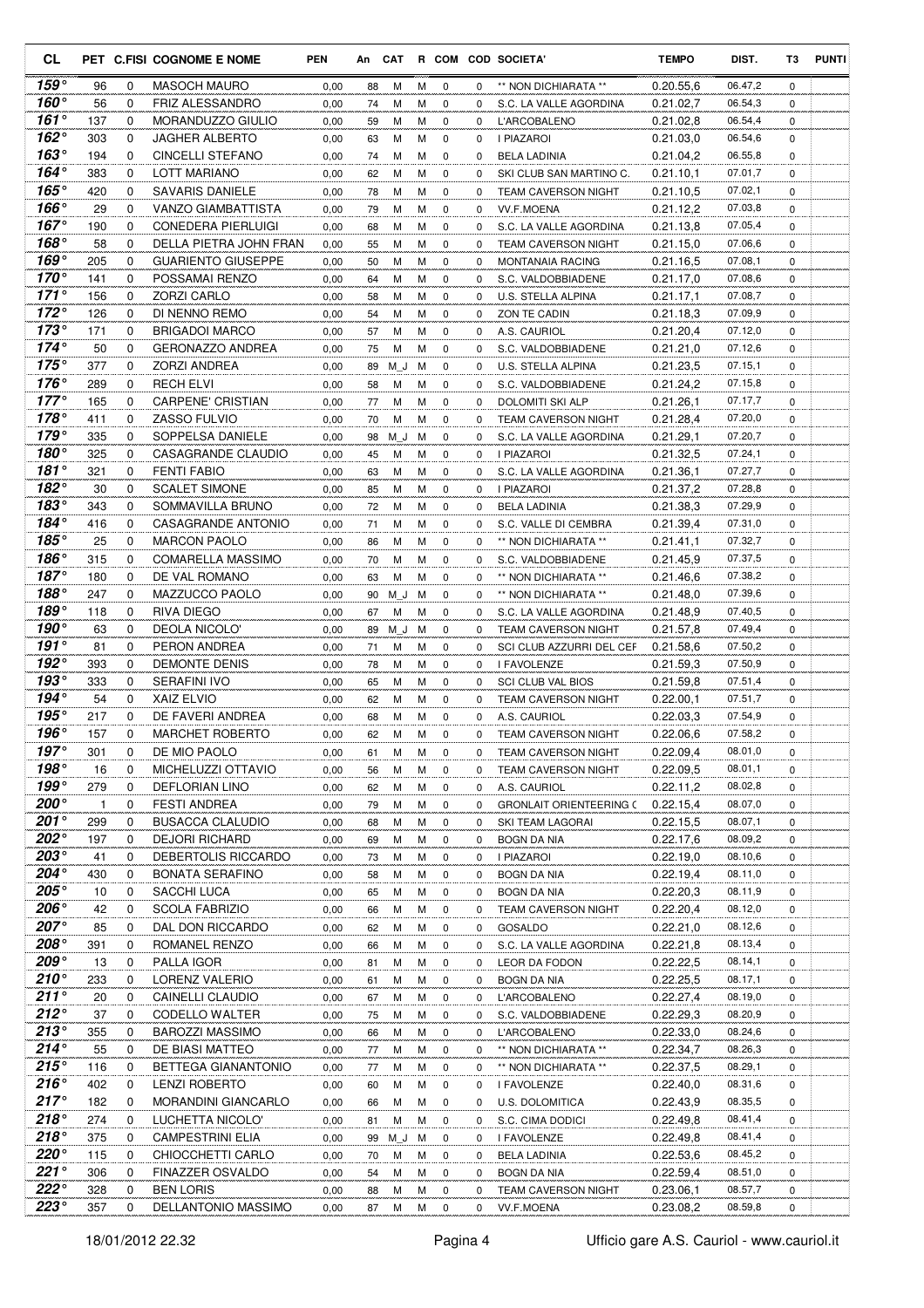| CL | PET | C.FISI | COGNOME E NOME | PEN | An | CAT | R | COM | COD | SOCIETA' | TEMPO | DIST. | T3 | PUNTI |
|---|---|---|---|---|---|---|---|---|---|---|---|---|---|---|
| 159° | 96 | 0 | MASOCH MAURO | 0,00 | 88 | M | M | 0 | 0 | ** NON DICHIARATA ** | 0.20.55,6 | 06.47,2 | 0 | |
| 160° | 56 | 0 | FRIZ ALESSANDRO | 0,00 | 74 | M | M | 0 | 0 | S.C. LA VALLE AGORDINA | 0.21.02,7 | 06.54,3 | 0 | |
| 161° | 137 | 0 | MORANDUZZO GIULIO | 0,00 | 59 | M | M | 0 | 0 | L'ARCOBALENO | 0.21.02,8 | 06.54,4 | 0 | |
| 162° | 303 | 0 | JAGHER ALBERTO | 0,00 | 63 | M | M | 0 | 0 | I PIAZAROI | 0.21.03,0 | 06.54,6 | 0 | |
| 163° | 194 | 0 | CINCELLI STEFANO | 0,00 | 74 | M | M | 0 | 0 | BELA LADINIA | 0.21.04,2 | 06.55,8 | 0 | |
| 164° | 383 | 0 | LOTT MARIANO | 0,00 | 62 | M | M | 0 | 0 | SKI CLUB SAN MARTINO C. | 0.21.10,1 | 07.01,7 | 0 | |
| 165° | 420 | 0 | SAVARIS DANIELE | 0,00 | 78 | M | M | 0 | 0 | TEAM CAVERSON NIGHT | 0.21.10,5 | 07.02,1 | 0 | |
| 166° | 29 | 0 | VANZO GIAMBATTISTA | 0,00 | 79 | M | M | 0 | 0 | VV.F.MOENA | 0.21.12,2 | 07.03,8 | 0 | |
| 167° | 190 | 0 | CONEDERA PIERLUIGI | 0,00 | 68 | M | M | 0 | 0 | S.C. LA VALLE AGORDINA | 0.21.13,8 | 07.05,4 | 0 | |
| 168° | 58 | 0 | DELLA PIETRA JOHN FRAN | 0,00 | 55 | M | M | 0 | 0 | TEAM CAVERSON NIGHT | 0.21.15,0 | 07.06,6 | 0 | |
| 169° | 205 | 0 | GUARIENTO GIUSEPPE | 0,00 | 50 | M | M | 0 | 0 | MONTANAIA RACING | 0.21.16,5 | 07.08,1 | 0 | |
| 170° | 141 | 0 | POSSAMAI RENZO | 0,00 | 64 | M | M | 0 | 0 | S.C. VALDOBBIADENE | 0.21.17,0 | 07.08,6 | 0 | |
| 171° | 156 | 0 | ZORZI CARLO | 0,00 | 58 | M | M | 0 | 0 | U.S. STELLA ALPINA | 0.21.17,1 | 07.08,7 | 0 | |
| 172° | 126 | 0 | DI NENNO REMO | 0,00 | 54 | M | M | 0 | 0 | ZON TE CADIN | 0.21.18,3 | 07.09,9 | 0 | |
| 173° | 171 | 0 | BRIGADOI MARCO | 0,00 | 57 | M | M | 0 | 0 | A.S. CAURIOL | 0.21.20,4 | 07.12,0 | 0 | |
| 174° | 50 | 0 | GERONAZZO ANDREA | 0,00 | 75 | M | M | 0 | 0 | S.C. VALDOBBIADENE | 0.21.21,0 | 07.12,6 | 0 | |
| 175° | 377 | 0 | ZORZI ANDREA | 0,00 | 89 | M_J | M | 0 | 0 | U.S. STELLA ALPINA | 0.21.23,5 | 07.15,1 | 0 | |
| 176° | 289 | 0 | RECH ELVI | 0,00 | 58 | M | M | 0 | 0 | S.C. VALDOBBIADENE | 0.21.24,2 | 07.15,8 | 0 | |
| 177° | 165 | 0 | CARPENE' CRISTIAN | 0,00 | 77 | M | M | 0 | 0 | DOLOMITI SKI ALP | 0.21.26,1 | 07.17,7 | 0 | |
| 178° | 411 | 0 | ZASSO FULVIO | 0,00 | 70 | M | M | 0 | 0 | TEAM CAVERSON NIGHT | 0.21.28,4 | 07.20,0 | 0 | |
| 179° | 335 | 0 | SOPPELSA DANIELE | 0,00 | 98 | M_J | M | 0 | 0 | S.C. LA VALLE AGORDINA | 0.21.29,1 | 07.20,7 | 0 | |
| 180° | 325 | 0 | CASAGRANDE CLAUDIO | 0,00 | 45 | M | M | 0 | 0 | I PIAZAROI | 0.21.32,5 | 07.24,1 | 0 | |
| 181° | 321 | 0 | FENTI FABIO | 0,00 | 63 | M | M | 0 | 0 | S.C. LA VALLE AGORDINA | 0.21.36,1 | 07.27,7 | 0 | |
| 182° | 30 | 0 | SCALET SIMONE | 0,00 | 85 | M | M | 0 | 0 | I PIAZAROI | 0.21.37,2 | 07.28,8 | 0 | |
| 183° | 343 | 0 | SOMMAVILLA BRUNO | 0,00 | 72 | M | M | 0 | 0 | BELA LADINIA | 0.21.38,3 | 07.29,9 | 0 | |
| 184° | 416 | 0 | CASAGRANDE ANTONIO | 0,00 | 71 | M | M | 0 | 0 | S.C. VALLE DI CEMBRA | 0.21.39,4 | 07.31,0 | 0 | |
| 185° | 25 | 0 | MARCON PAOLO | 0,00 | 86 | M | M | 0 | 0 | ** NON DICHIARATA ** | 0.21.41,1 | 07.32,7 | 0 | |
| 186° | 315 | 0 | COMARELLA MASSIMO | 0,00 | 70 | M | M | 0 | 0 | S.C. VALDOBBIADENE | 0.21.45,9 | 07.37,5 | 0 | |
| 187° | 180 | 0 | DE VAL ROMANO | 0,00 | 63 | M | M | 0 | 0 | ** NON DICHIARATA ** | 0.21.46,6 | 07.38,2 | 0 | |
| 188° | 247 | 0 | MAZZUCCO PAOLO | 0,00 | 90 | M_J | M | 0 | 0 | ** NON DICHIARATA ** | 0.21.48,0 | 07.39,6 | 0 | |
| 189° | 118 | 0 | RIVA DIEGO | 0,00 | 67 | M | M | 0 | 0 | S.C. LA VALLE AGORDINA | 0.21.48,9 | 07.40,5 | 0 | |
| 190° | 63 | 0 | DEOLA NICOLO' | 0,00 | 89 | M_J | M | 0 | 0 | TEAM CAVERSON NIGHT | 0.21.57,8 | 07.49,4 | 0 | |
| 191° | 81 | 0 | PERON ANDREA | 0,00 | 71 | M | M | 0 | 0 | SCI CLUB AZZURRI DEL CEF | 0.21.58,6 | 07.50,2 | 0 | |
| 192° | 393 | 0 | DEMONTE DENIS | 0,00 | 78 | M | M | 0 | 0 | I FAVOLENZE | 0.21.59,3 | 07.50,9 | 0 | |
| 193° | 333 | 0 | SERAFINI IVO | 0,00 | 65 | M | M | 0 | 0 | SCI CLUB VAL BIOS | 0.21.59,8 | 07.51,4 | 0 | |
| 194° | 54 | 0 | XAIZ ELVIO | 0,00 | 62 | M | M | 0 | 0 | TEAM CAVERSON NIGHT | 0.22.00,1 | 07.51,7 | 0 | |
| 195° | 217 | 0 | DE FAVERI ANDREA | 0,00 | 68 | M | M | 0 | 0 | A.S. CAURIOL | 0.22.03,3 | 07.54,9 | 0 | |
| 196° | 157 | 0 | MARCHET ROBERTO | 0,00 | 62 | M | M | 0 | 0 | TEAM CAVERSON NIGHT | 0.22.06,6 | 07.58,2 | 0 | |
| 197° | 301 | 0 | DE MIO PAOLO | 0,00 | 61 | M | M | 0 | 0 | TEAM CAVERSON NIGHT | 0.22.09,4 | 08.01,0 | 0 | |
| 198° | 16 | 0 | MICHELUZZI OTTAVIO | 0,00 | 56 | M | M | 0 | 0 | TEAM CAVERSON NIGHT | 0.22.09,5 | 08.01,1 | 0 | |
| 199° | 279 | 0 | DEFLORIAN LINO | 0,00 | 62 | M | M | 0 | 0 | A.S. CAURIOL | 0.22.11,2 | 08.02,8 | 0 | |
| 200° | 1 | 0 | FESTI ANDREA | 0,00 | 79 | M | M | 0 | 0 | GRONLAIT ORIENTEERING ( | 0.22.15,4 | 08.07,0 | 0 | |
| 201° | 299 | 0 | BUSACCA CLALUDIO | 0,00 | 68 | M | M | 0 | 0 | SKI TEAM LAGORAI | 0.22.15,5 | 08.07,1 | 0 | |
| 202° | 197 | 0 | DEJORI RICHARD | 0,00 | 69 | M | M | 0 | 0 | BOGN DA NIA | 0.22.17,6 | 08.09,2 | 0 | |
| 203° | 41 | 0 | DEBERTOLIS RICCARDO | 0,00 | 73 | M | M | 0 | 0 | I PIAZAROI | 0.22.19,0 | 08.10,6 | 0 | |
| 204° | 430 | 0 | BONATA SERAFINO | 0,00 | 58 | M | M | 0 | 0 | BOGN DA NIA | 0.22.19,4 | 08.11,0 | 0 | |
| 205° | 10 | 0 | SACCHI LUCA | 0,00 | 65 | M | M | 0 | 0 | BOGN DA NIA | 0.22.20,3 | 08.11,9 | 0 | |
| 206° | 42 | 0 | SCOLA FABRIZIO | 0,00 | 66 | M | M | 0 | 0 | TEAM CAVERSON NIGHT | 0.22.20,4 | 08.12,0 | 0 | |
| 207° | 85 | 0 | DAL DON RICCARDO | 0,00 | 62 | M | M | 0 | 0 | GOSALDO | 0.22.21,0 | 08.12,6 | 0 | |
| 208° | 391 | 0 | ROMANEL RENZO | 0,00 | 66 | M | M | 0 | 0 | S.C. LA VALLE AGORDINA | 0.22.21,8 | 08.13,4 | 0 | |
| 209° | 13 | 0 | PALLA IGOR | 0,00 | 81 | M | M | 0 | 0 | LEOR DA FODON | 0.22.22,5 | 08.14,1 | 0 | |
| 210° | 233 | 0 | LORENZ VALERIO | 0,00 | 61 | M | M | 0 | 0 | BOGN DA NIA | 0.22.25,5 | 08.17,1 | 0 | |
| 211° | 20 | 0 | CAINELLI CLAUDIO | 0,00 | 67 | M | M | 0 | 0 | L'ARCOBALENO | 0.22.27,4 | 08.19,0 | 0 | |
| 212° | 37 | 0 | CODELLO WALTER | 0,00 | 75 | M | M | 0 | 0 | S.C. VALDOBBIADENE | 0.22.29,3 | 08.20,9 | 0 | |
| 213° | 355 | 0 | BAROZZI MASSIMO | 0,00 | 66 | M | M | 0 | 0 | L'ARCOBALENO | 0.22.33,0 | 08.24,6 | 0 | |
| 214° | 55 | 0 | DE BIASI MATTEO | 0,00 | 77 | M | M | 0 | 0 | ** NON DICHIARATA ** | 0.22.34,7 | 08.26,3 | 0 | |
| 215° | 116 | 0 | BETTEGA GIANANTONIO | 0,00 | 77 | M | M | 0 | 0 | ** NON DICHIARATA ** | 0.22.37,5 | 08.29,1 | 0 | |
| 216° | 402 | 0 | LENZI ROBERTO | 0,00 | 60 | M | M | 0 | 0 | I FAVOLENZE | 0.22.40,0 | 08.31,6 | 0 | |
| 217° | 182 | 0 | MORANDINI GIANCARLO | 0,00 | 66 | M | M | 0 | 0 | U.S. DOLOMITICA | 0.22.43,9 | 08.35,5 | 0 | |
| 218° | 274 | 0 | LUCHETTA NICOLO' | 0,00 | 81 | M | M | 0 | 0 | S.C. CIMA DODICI | 0.22.49,8 | 08.41,4 | 0 | |
| 218° | 375 | 0 | CAMPESTRINI ELIA | 0,00 | 99 | M_J | M | 0 | 0 | I FAVOLENZE | 0.22.49,8 | 08.41,4 | 0 | |
| 220° | 115 | 0 | CHIOCCHETTI CARLO | 0,00 | 70 | M | M | 0 | 0 | BELA LADINIA | 0.22.53,6 | 08.45,2 | 0 | |
| 221° | 306 | 0 | FINAZZER OSVALDO | 0,00 | 54 | M | M | 0 | 0 | BOGN DA NIA | 0.22.59,4 | 08.51,0 | 0 | |
| 222° | 328 | 0 | BEN LORIS | 0,00 | 88 | M | M | 0 | 0 | TEAM CAVERSON NIGHT | 0.23.06,1 | 08.57,7 | 0 | |
| 223° | 357 | 0 | DELLANTONIO MASSIMO | 0,00 | 87 | M | M | 0 | 0 | VV.F.MOENA | 0.23.08,2 | 08.59,8 | 0 | |

18/01/2012 22.32 — Ufficio gare A.S. Cauriol - www.cauriol.it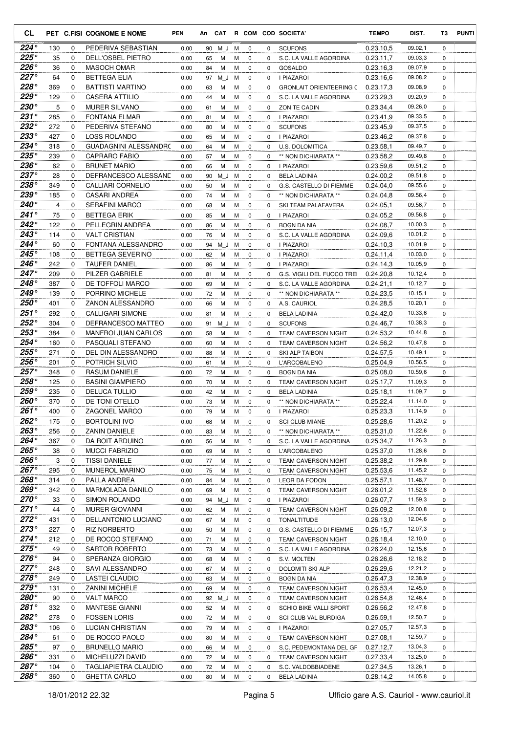| CL | PET | C.FISI | COGNOME E NOME | PEN | An | CAT | R | COM | COD | SOCIETA' | TEMPO | DIST. | T3 | PUNTI |
|---|---|---|---|---|---|---|---|---|---|---|---|---|---|---|
| 224° | 130 | 0 | PEDERIVA SEBASTIAN | 0,00 | 90 | M_J | M | 0 | 0 | SCUFONS | 0.23.10,5 | 09.02,1 | 0 | |
| 225° | 35 | 0 | DELL'OSBEL PIETRO | 0,00 | 65 | M | M | 0 | 0 | S.C. LA VALLE AGORDINA | 0.23.11,7 | 09.03,3 | 0 | |
| 226° | 36 | 0 | MASOCH OMAR | 0,00 | 84 | M | M | 0 | 0 | GOSALDO | 0.23.16,3 | 09.07,9 | 0 | |
| 227° | 64 | 0 | BETTEGA ELIA | 0,00 | 97 | M_J | M | 0 | 0 | I PIAZAROI | 0.23.16,6 | 09.08,2 | 0 | |
| 228° | 369 | 0 | BATTISTI MARTINO | 0,00 | 63 | M | M | 0 | 0 | GRONLAIT ORIENTEERING ( | 0.23.17,3 | 09.08,9 | 0 | |
| 229° | 129 | 0 | CASERA ATTILIO | 0,00 | 44 | M | M | 0 | 0 | S.C. LA VALLE AGORDINA | 0.23.29,3 | 09.20,9 | 0 | |
| 230° | 5 | 0 | MURER SILVANO | 0,00 | 61 | M | M | 0 | 0 | ZON TE CADIN | 0.23.34,4 | 09.26,0 | 0 | |
| 231° | 285 | 0 | FONTANA ELMAR | 0,00 | 81 | M | M | 0 | 0 | I PIAZAROI | 0.23.41,9 | 09.33,5 | 0 | |
| 232° | 272 | 0 | PEDERIVA STEFANO | 0,00 | 80 | M | M | 0 | 0 | SCUFONS | 0.23.45,9 | 09.37,5 | 0 | |
| 233° | 427 | 0 | LOSS ROLANDO | 0,00 | 65 | M | M | 0 | 0 | I PIAZAROI | 0.23.46,2 | 09.37,8 | 0 | |
| 234° | 318 | 0 | GUADAGNINI ALESSANDR( | 0,00 | 64 | M | M | 0 | 0 | U.S. DOLOMITICA | 0.23.58,1 | 09.49,7 | 0 | |
| 235° | 239 | 0 | CAPRARO FABIO | 0,00 | 57 | M | M | 0 | 0 | ** NON DICHIARATA ** | 0.23.58,2 | 09.49,8 | 0 | |
| 236° | 62 | 0 | BRUNET MARIO | 0,00 | 66 | M | M | 0 | 0 | I PIAZAROI | 0.23.59,6 | 09.51,2 | 0 | |
| 237° | 28 | 0 | DEFRANCESCO ALESSANE | 0,00 | 90 | M_J | M | 0 | 0 | BELA LADINIA | 0.24.00,2 | 09.51,8 | 0 | |
| 238° | 349 | 0 | CALLIARI CORNELIO | 0,00 | 50 | M | M | 0 | 0 | G.S. CASTELLO DI FIEMME | 0.24.04,0 | 09.55,6 | 0 | |
| 239° | 185 | 0 | CASARI ANDREA | 0,00 | 74 | M | M | 0 | 0 | ** NON DICHIARATA ** | 0.24.04,8 | 09.56,4 | 0 | |
| 240° | 4 | 0 | SERAFINI MARCO | 0,00 | 68 | M | M | 0 | 0 | SKI TEAM PALAFAVERA | 0.24.05,1 | 09.56,7 | 0 | |
| 241° | 75 | 0 | BETTEGA ERIK | 0,00 | 85 | M | M | 0 | 0 | I PIAZAROI | 0.24.05,2 | 09.56,8 | 0 | |
| 242° | 122 | 0 | PELLEGRIN ANDREA | 0,00 | 86 | M | M | 0 | 0 | BOGN DA NIA | 0.24.08,7 | 10.00,3 | 0 | |
| 243° | 114 | 0 | VALT CRISTIAN | 0,00 | 76 | M | M | 0 | 0 | S.C. LA VALLE AGORDINA | 0.24.09,6 | 10.01,2 | 0 | |
| 244° | 60 | 0 | FONTANA ALESSANDRO | 0,00 | 94 | M_J | M | 0 | 0 | I PIAZAROI | 0.24.10,3 | 10.01,9 | 0 | |
| 245° | 108 | 0 | BETTEGA SEVERINO | 0,00 | 62 | M | M | 0 | 0 | I PIAZAROI | 0.24.11,4 | 10.03,0 | 0 | |
| 246° | 242 | 0 | TAUFER DANIEL | 0,00 | 86 | M | M | 0 | 0 | I PIAZAROI | 0.24.14,3 | 10.05,9 | 0 | |
| 247° | 209 | 0 | PILZER GABRIELE | 0,00 | 81 | M | M | 0 | 0 | G.S. VIGILI DEL FUOCO TRE | 0.24.20,8 | 10.12,4 | 0 | |
| 248° | 387 | 0 | DE TOFFOLI MARCO | 0,00 | 69 | M | M | 0 | 0 | S.C. LA VALLE AGORDINA | 0.24.21,1 | 10.12,7 | 0 | |
| 249° | 139 | 0 | PORRINO MICHELE | 0,00 | 72 | M | M | 0 | 0 | ** NON DICHIARATA ** | 0.24.23,5 | 10.15,1 | 0 | |
| 250° | 401 | 0 | ZANON ALESSANDRO | 0,00 | 66 | M | M | 0 | 0 | A.S. CAURIOL | 0.24.28,5 | 10.20,1 | 0 | |
| 251° | 292 | 0 | CALLIGARI SIMONE | 0,00 | 81 | M | M | 0 | 0 | BELA LADINIA | 0.24.42,0 | 10.33,6 | 0 | |
| 252° | 304 | 0 | DEFRANCESCO MATTEO | 0,00 | 91 | M_J | M | 0 | 0 | SCUFONS | 0.24.46,7 | 10.38,3 | 0 | |
| 253° | 384 | 0 | MANFROI JUAN CARLOS | 0,00 | 58 | M | M | 0 | 0 | TEAM CAVERSON NIGHT | 0.24.53,2 | 10.44,8 | 0 | |
| 254° | 160 | 0 | PASQUALI STEFANO | 0,00 | 60 | M | M | 0 | 0 | TEAM CAVERSON NIGHT | 0.24.56,2 | 10.47,8 | 0 | |
| 255° | 271 | 0 | DEL DIN ALESSANDRO | 0,00 | 88 | M | M | 0 | 0 | SKI ALP TAIBON | 0.24.57,5 | 10.49,1 | 0 | |
| 256° | 201 | 0 | POTRICH SILVIO | 0,00 | 61 | M | M | 0 | 0 | L'ARCOBALENO | 0.25.04,9 | 10.56,5 | 0 | |
| 257° | 348 | 0 | RASUM DANIELE | 0,00 | 72 | M | M | 0 | 0 | BOGN DA NIA | 0.25.08,0 | 10.59,6 | 0 | |
| 258° | 125 | 0 | BASINI GIAMPIERO | 0,00 | 70 | M | M | 0 | 0 | TEAM CAVERSON NIGHT | 0.25.17,7 | 11.09,3 | 0 | |
| 259° | 235 | 0 | DELUCA TULLIO | 0,00 | 42 | M | M | 0 | 0 | BELA LADINIA | 0.25.18,1 | 11.09,7 | 0 | |
| 260° | 370 | 0 | DE TONI OTELLO | 0,00 | 73 | M | M | 0 | 0 | ** NON DICHIARATA ** | 0.25.22,4 | 11.14,0 | 0 | |
| 261° | 400 | 0 | ZAGONEL MARCO | 0,00 | 79 | M | M | 0 | 0 | I PIAZAROI | 0.25.23,3 | 11.14,9 | 0 | |
| 262° | 175 | 0 | BORTOLINI IVO | 0,00 | 68 | M | M | 0 | 0 | SCI CLUB MIANE | 0.25.28,6 | 11.20,2 | 0 | |
| 263° | 256 | 0 | ZANIN DANIELE | 0,00 | 83 | M | M | 0 | 0 | ** NON DICHIARATA ** | 0.25.31,0 | 11.22,6 | 0 | |
| 264° | 367 | 0 | DA ROIT ARDUINO | 0,00 | 56 | M | M | 0 | 0 | S.C. LA VALLE AGORDINA | 0.25.34,7 | 11.26,3 | 0 | |
| 265° | 38 | 0 | MUCCI FABRIZIO | 0,00 | 69 | M | M | 0 | 0 | L'ARCOBALENO | 0.25.37,0 | 11.28,6 | 0 | |
| 266° | 3 | 0 | TISSI DANIELE | 0,00 | 77 | M | M | 0 | 0 | TEAM CAVERSON NIGHT | 0.25.38,2 | 11.29,8 | 0 | |
| 267° | 295 | 0 | MUNEROL MARINO | 0,00 | 75 | M | M | 0 | 0 | TEAM CAVERSON NIGHT | 0.25.53,6 | 11.45,2 | 0 | |
| 268° | 314 | 0 | PALLA ANDREA | 0,00 | 84 | M | M | 0 | 0 | LEOR DA FODON | 0.25.57,1 | 11.48,7 | 0 | |
| 269° | 342 | 0 | MARMOLADA DANILO | 0,00 | 69 | M | M | 0 | 0 | TEAM CAVERSON NIGHT | 0.26.01,2 | 11.52,8 | 0 | |
| 270° | 33 | 0 | SIMON ROLANDO | 0,00 | 94 | M_J | M | 0 | 0 | I PIAZAROI | 0.26.07,7 | 11.59,3 | 0 | |
| 271° | 44 | 0 | MURER GIOVANNI | 0,00 | 62 | M | M | 0 | 0 | TEAM CAVERSON NIGHT | 0.26.09,2 | 12.00,8 | 0 | |
| 272° | 431 | 0 | DELLANTONIO LUCIANO | 0,00 | 67 | M | M | 0 | 0 | TONALTITUDE | 0.26.13,0 | 12.04,6 | 0 | |
| 273° | 227 | 0 | RIZ NORBERTO | 0,00 | 50 | M | M | 0 | 0 | G.S. CASTELLO DI FIEMME | 0.26.15,7 | 12.07,3 | 0 | |
| 274° | 212 | 0 | DE ROCCO STEFANO | 0,00 | 71 | M | M | 0 | 0 | TEAM CAVERSON NIGHT | 0.26.18,4 | 12.10,0 | 0 | |
| 275° | 49 | 0 | SARTOR ROBERTO | 0,00 | 73 | M | M | 0 | 0 | S.C. LA VALLE AGORDINA | 0.26.24,0 | 12.15,6 | 0 | |
| 276° | 94 | 0 | SPERANZA GIORGIO | 0,00 | 68 | M | M | 0 | 0 | S.V. MOLTEN | 0.26.26,6 | 12.18,2 | 0 | |
| 277° | 248 | 0 | SAVI ALESSANDRO | 0,00 | 67 | M | M | 0 | 0 | DOLOMITI SKI ALP | 0.26.29,6 | 12.21,2 | 0 | |
| 278° | 249 | 0 | LASTEI CLAUDIO | 0,00 | 63 | M | M | 0 | 0 | BOGN DA NIA | 0.26.47,3 | 12.38,9 | 0 | |
| 279° | 131 | 0 | ZANINI MICHELE | 0,00 | 69 | M | M | 0 | 0 | TEAM CAVERSON NIGHT | 0.26.53,4 | 12.45,0 | 0 | |
| 280° | 90 | 0 | VALT MARCO | 0,00 | 92 | M_J | M | 0 | 0 | TEAM CAVERSON NIGHT | 0.26.54,8 | 12.46,4 | 0 | |
| 281° | 332 | 0 | MANTESE GIANNI | 0,00 | 52 | M | M | 0 | 0 | SCHIO BIKE VALLI SPORT | 0.26.56,2 | 12.47,8 | 0 | |
| 282° | 278 | 0 | FOSSEN LORIS | 0,00 | 72 | M | M | 0 | 0 | SCI CLUB VAL BURDIGA | 0.26.59,1 | 12.50,7 | 0 | |
| 283° | 106 | 0 | LUCIAN CHRISTIAN | 0,00 | 79 | M | M | 0 | 0 | I PIAZAROI | 0.27.05,7 | 12.57,3 | 0 | |
| 284° | 61 | 0 | DE ROCCO PAOLO | 0,00 | 80 | M | M | 0 | 0 | TEAM CAVERSON NIGHT | 0.27.08,1 | 12.59,7 | 0 | |
| 285° | 97 | 0 | BRUNELLO MARIO | 0,00 | 66 | M | M | 0 | 0 | S.C. PEDEMONTANA DEL GF | 0.27.12,7 | 13.04,3 | 0 | |
| 286° | 331 | 0 | MICHELUZZI DAVID | 0,00 | 72 | M | M | 0 | 0 | TEAM CAVERSON NIGHT | 0.27.33,4 | 13.25,0 | 0 | |
| 287° | 104 | 0 | TAGLIAPIETRA CLAUDIO | 0,00 | 72 | M | M | 0 | 0 | S.C. VALDOBBIADENE | 0.27.34,5 | 13.26,1 | 0 | |
| 288° | 360 | 0 | GHETTA CARLO | 0,00 | 80 | M | M | 0 | 0 | BELA LADINIA | 0.28.14,2 | 14.05,8 | 0 | |

18/01/2012 22.32 — Ufficio gare A.S. Cauriol - www.cauriol.it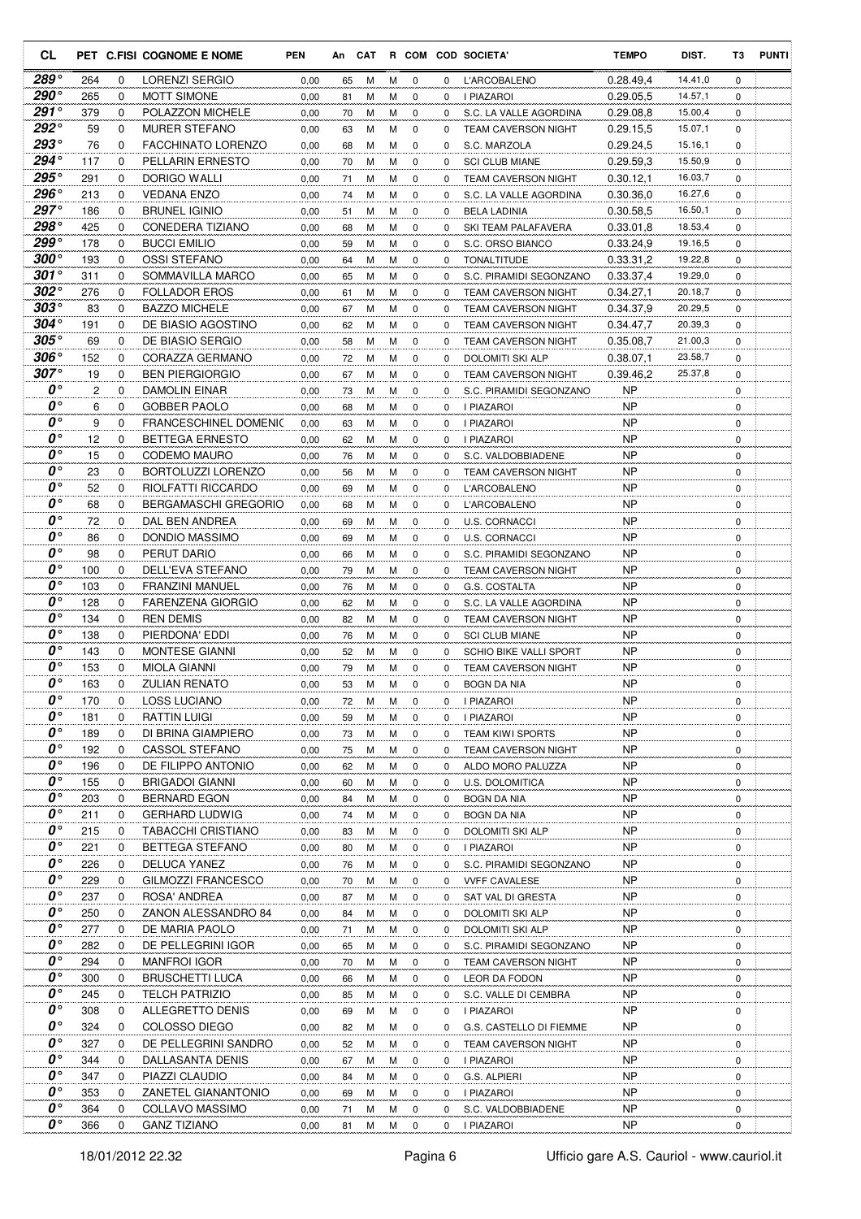| CL | PET | C.FISI | COGNOME E NOME | PEN | An | CAT | R | COM | COD | SOCIETA' | TEMPO | DIST. | T3 | PUNTI |
|---|---|---|---|---|---|---|---|---|---|---|---|---|---|---|
| 289° | 264 | 0 | LORENZI SERGIO | 0,00 | 65 | M | M | 0 | 0 | L'ARCOBALENO | 0.28.49,4 | 14.41,0 | 0 | |
| 290° | 265 | 0 | MOTT SIMONE | 0,00 | 81 | M | M | 0 | 0 | I PIAZAROI | 0.29.05,5 | 14.57,1 | 0 | |
| 291° | 379 | 0 | POLAZZON MICHELE | 0,00 | 70 | M | M | 0 | 0 | S.C. LA VALLE AGORDINA | 0.29.08,8 | 15.00,4 | 0 | |
| 292° | 59 | 0 | MURER STEFANO | 0,00 | 63 | M | M | 0 | 0 | TEAM CAVERSON NIGHT | 0.29.15,5 | 15.07,1 | 0 | |
| 293° | 76 | 0 | FACCHINATO LORENZO | 0,00 | 68 | M | M | 0 | 0 | S.C. MARZOLA | 0.29.24,5 | 15.16,1 | 0 | |
| 294° | 117 | 0 | PELLARIN ERNESTO | 0,00 | 70 | M | M | 0 | 0 | SCI CLUB MIANE | 0.29.59,3 | 15.50,9 | 0 | |
| 295° | 291 | 0 | DORIGO WALLI | 0,00 | 71 | M | M | 0 | 0 | TEAM CAVERSON NIGHT | 0.30.12,1 | 16.03,7 | 0 | |
| 296° | 213 | 0 | VEDANA ENZO | 0,00 | 74 | M | M | 0 | 0 | S.C. LA VALLE AGORDINA | 0.30.36,0 | 16.27,6 | 0 | |
| 297° | 186 | 0 | BRUNEL IGINIO | 0,00 | 51 | M | M | 0 | 0 | BELA LADINIA | 0.30.58,5 | 16.50,1 | 0 | |
| 298° | 425 | 0 | CONEDERA TIZIANO | 0,00 | 68 | M | M | 0 | 0 | SKI TEAM PALAFAVERA | 0.33.01,8 | 18.53,4 | 0 | |
| 299° | 178 | 0 | BUCCI EMILIO | 0,00 | 59 | M | M | 0 | 0 | S.C. ORSO BIANCO | 0.33.24,9 | 19.16,5 | 0 | |
| 300° | 193 | 0 | OSSI STEFANO | 0,00 | 64 | M | M | 0 | 0 | TONALTITUDE | 0.33.31,2 | 19.22,8 | 0 | |
| 301° | 311 | 0 | SOMMAVILLA MARCO | 0,00 | 65 | M | M | 0 | 0 | S.C. PIRAMIDI SEGONZANO | 0.33.37,4 | 19.29,0 | 0 | |
| 302° | 276 | 0 | FOLLADOR EROS | 0,00 | 61 | M | M | 0 | 0 | TEAM CAVERSON NIGHT | 0.34.27,1 | 20.18,7 | 0 | |
| 303° | 83 | 0 | BAZZO MICHELE | 0,00 | 67 | M | M | 0 | 0 | TEAM CAVERSON NIGHT | 0.34.37,9 | 20.29,5 | 0 | |
| 304° | 191 | 0 | DE BIASIO AGOSTINO | 0,00 | 62 | M | M | 0 | 0 | TEAM CAVERSON NIGHT | 0.34.47,7 | 20.39,3 | 0 | |
| 305° | 69 | 0 | DE BIASIO SERGIO | 0,00 | 58 | M | M | 0 | 0 | TEAM CAVERSON NIGHT | 0.35.08,7 | 21.00,3 | 0 | |
| 306° | 152 | 0 | CORAZZA GERMANO | 0,00 | 72 | M | M | 0 | 0 | DOLOMITI SKI ALP | 0.38.07,1 | 23.58,7 | 0 | |
| 307° | 19 | 0 | BEN PIERGIORGIO | 0,00 | 67 | M | M | 0 | 0 | TEAM CAVERSON NIGHT | 0.39.46,2 | 25.37,8 | 0 | |
| 0° | 2 | 0 | DAMOLIN EINAR | 0,00 | 73 | M | M | 0 | 0 | S.C. PIRAMIDI SEGONZANO | NP | | 0 | |
| 0° | 6 | 0 | GOBBER PAOLO | 0,00 | 68 | M | M | 0 | 0 | I PIAZAROI | NP | | 0 | |
| 0° | 9 | 0 | FRANCESCHINEL DOMENIC | 0,00 | 63 | M | M | 0 | 0 | I PIAZAROI | NP | | 0 | |
| 0° | 12 | 0 | BETTEGA ERNESTO | 0,00 | 62 | M | M | 0 | 0 | I PIAZAROI | NP | | 0 | |
| 0° | 15 | 0 | CODEMO MAURO | 0,00 | 76 | M | M | 0 | 0 | S.C. VALDOBBIADENE | NP | | 0 | |
| 0° | 23 | 0 | BORTOLUZZI LORENZO | 0,00 | 56 | M | M | 0 | 0 | TEAM CAVERSON NIGHT | NP | | 0 | |
| 0° | 52 | 0 | RIOLFATTI RICCARDO | 0,00 | 69 | M | M | 0 | 0 | L'ARCOBALENO | NP | | 0 | |
| 0° | 68 | 0 | BERGAMASCHI GREGORIO | 0,00 | 68 | M | M | 0 | 0 | L'ARCOBALENO | NP | | 0 | |
| 0° | 72 | 0 | DAL BEN ANDREA | 0,00 | 69 | M | M | 0 | 0 | U.S. CORNACCI | NP | | 0 | |
| 0° | 86 | 0 | DONDIO MASSIMO | 0,00 | 69 | M | M | 0 | 0 | U.S. CORNACCI | NP | | 0 | |
| 0° | 98 | 0 | PERUT DARIO | 0,00 | 66 | M | M | 0 | 0 | S.C. PIRAMIDI SEGONZANO | NP | | 0 | |
| 0° | 100 | 0 | DELL'EVA STEFANO | 0,00 | 79 | M | M | 0 | 0 | TEAM CAVERSON NIGHT | NP | | 0 | |
| 0° | 103 | 0 | FRANZINI MANUEL | 0,00 | 76 | M | M | 0 | 0 | G.S. COSTALTA | NP | | 0 | |
| 0° | 128 | 0 | FARENZENA GIORGIO | 0,00 | 62 | M | M | 0 | 0 | S.C. LA VALLE AGORDINA | NP | | 0 | |
| 0° | 134 | 0 | REN DEMIS | 0,00 | 82 | M | M | 0 | 0 | TEAM CAVERSON NIGHT | NP | | 0 | |
| 0° | 138 | 0 | PIERDONA' EDDI | 0,00 | 76 | M | M | 0 | 0 | SCI CLUB MIANE | NP | | 0 | |
| 0° | 143 | 0 | MONTESE GIANNI | 0,00 | 52 | M | M | 0 | 0 | SCHIO BIKE VALLI SPORT | NP | | 0 | |
| 0° | 153 | 0 | MIOLA GIANNI | 0,00 | 79 | M | M | 0 | 0 | TEAM CAVERSON NIGHT | NP | | 0 | |
| 0° | 163 | 0 | ZULIAN RENATO | 0,00 | 53 | M | M | 0 | 0 | BOGN DA NIA | NP | | 0 | |
| 0° | 170 | 0 | LOSS LUCIANO | 0,00 | 72 | M | M | 0 | 0 | I PIAZAROI | NP | | 0 | |
| 0° | 181 | 0 | RATTIN LUIGI | 0,00 | 59 | M | M | 0 | 0 | I PIAZAROI | NP | | 0 | |
| 0° | 189 | 0 | DI BRINA GIAMPIERO | 0,00 | 73 | M | M | 0 | 0 | TEAM KIWI SPORTS | NP | | 0 | |
| 0° | 192 | 0 | CASSOL STEFANO | 0,00 | 75 | M | M | 0 | 0 | TEAM CAVERSON NIGHT | NP | | 0 | |
| 0° | 196 | 0 | DE FILIPPO ANTONIO | 0,00 | 62 | M | M | 0 | 0 | ALDO MORO PALUZZA | NP | | 0 | |
| 0° | 155 | 0 | BRIGADOI GIANNI | 0,00 | 60 | M | M | 0 | 0 | U.S. DOLOMITICA | NP | | 0 | |
| 0° | 203 | 0 | BERNARD EGON | 0,00 | 84 | M | M | 0 | 0 | BOGN DA NIA | NP | | 0 | |
| 0° | 211 | 0 | GERHARD LUDWIG | 0,00 | 74 | M | M | 0 | 0 | BOGN DA NIA | NP | | 0 | |
| 0° | 215 | 0 | TABACCHI CRISTIANO | 0,00 | 83 | M | M | 0 | 0 | DOLOMITI SKI ALP | NP | | 0 | |
| 0° | 221 | 0 | BETTEGA STEFANO | 0,00 | 80 | M | M | 0 | 0 | I PIAZAROI | NP | | 0 | |
| 0° | 226 | 0 | DELUCA YANEZ | 0,00 | 76 | M | M | 0 | 0 | S.C. PIRAMIDI SEGONZANO | NP | | 0 | |
| 0° | 229 | 0 | GILMOZZI FRANCESCO | 0,00 | 70 | M | M | 0 | 0 | VVFF CAVALESE | NP | | 0 | |
| 0° | 237 | 0 | ROSA' ANDREA | 0,00 | 87 | M | M | 0 | 0 | SAT VAL DI GRESTA | NP | | 0 | |
| 0° | 250 | 0 | ZANON ALESSANDRO 84 | 0,00 | 84 | M | M | 0 | 0 | DOLOMITI SKI ALP | NP | | 0 | |
| 0° | 277 | 0 | DE MARIA PAOLO | 0,00 | 71 | M | M | 0 | 0 | DOLOMITI SKI ALP | NP | | 0 | |
| 0° | 282 | 0 | DE PELLEGRINI IGOR | 0,00 | 65 | M | M | 0 | 0 | S.C. PIRAMIDI SEGONZANO | NP | | 0 | |
| 0° | 294 | 0 | MANFROI IGOR | 0,00 | 70 | M | M | 0 | 0 | TEAM CAVERSON NIGHT | NP | | 0 | |
| 0° | 300 | 0 | BRUSCHETTI LUCA | 0,00 | 66 | M | M | 0 | 0 | LEOR DA FODON | NP | | 0 | |
| 0° | 245 | 0 | TELCH PATRIZIO | 0,00 | 85 | M | M | 0 | 0 | S.C. VALLE DI CEMBRA | NP | | 0 | |
| 0° | 308 | 0 | ALLEGRETTO DENIS | 0,00 | 69 | M | M | 0 | 0 | I PIAZAROI | NP | | 0 | |
| 0° | 324 | 0 | COLOSSO DIEGO | 0,00 | 82 | M | M | 0 | 0 | G.S. CASTELLO DI FIEMME | NP | | 0 | |
| 0° | 327 | 0 | DE PELLEGRINI SANDRO | 0,00 | 52 | M | M | 0 | 0 | TEAM CAVERSON NIGHT | NP | | 0 | |
| 0° | 344 | 0 | DALLASANTA DENIS | 0,00 | 67 | M | M | 0 | 0 | I PIAZAROI | NP | | 0 | |
| 0° | 347 | 0 | PIAZZI CLAUDIO | 0,00 | 84 | M | M | 0 | 0 | G.S. ALPIERI | NP | | 0 | |
| 0° | 353 | 0 | ZANETEL GIANANTONIO | 0,00 | 69 | M | M | 0 | 0 | I PIAZAROI | NP | | 0 | |
| 0° | 364 | 0 | COLLAVO MASSIMO | 0,00 | 71 | M | M | 0 | 0 | S.C. VALDOBBIADENE | NP | | 0 | |
| 0° | 366 | 0 | GANZ TIZIANO | 0,00 | 81 | M | M | 0 | 0 | I PIAZAROI | NP | | 0 | |

18/01/2012 22.32 Ufficio gare A.S. Cauriol - www.cauriol.it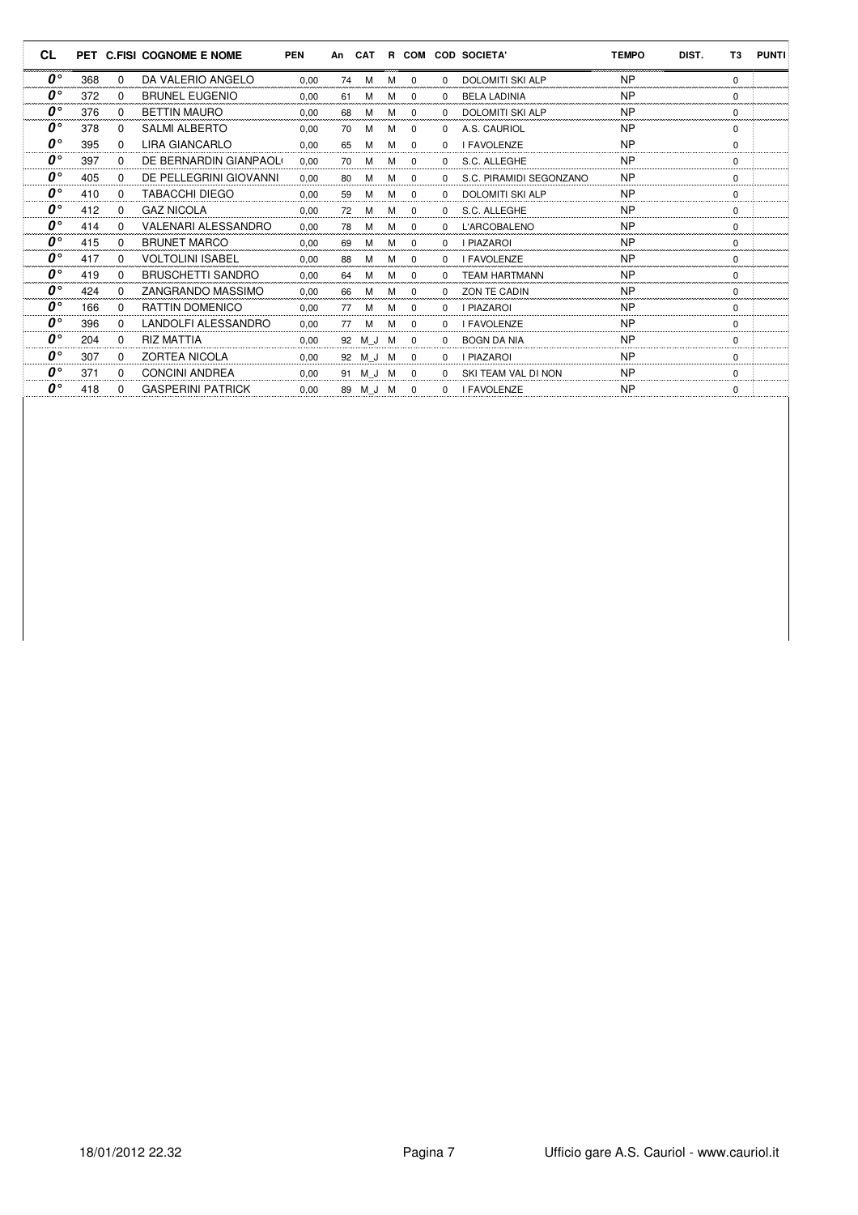| CL | PET | C.FISI | COGNOME E NOME | PEN | An | CAT | R | COM | COD | SOCIETA' | TEMPO | DIST. | T3 | PUNTI |
|---|---|---|---|---|---|---|---|---|---|---|---|---|---|---|
| *0°* | 368 | 0 | DA VALERIO ANGELO | 0,00 | 74 | M | M | 0 | 0 | DOLOMITI SKI ALP | NP | | 0 | |
| *0°* | 372 | 0 | BRUNEL EUGENIO | 0,00 | 61 | M | M | 0 | 0 | BELA LADINIA | NP | | 0 | |
| *0°* | 376 | 0 | BETTIN MAURO | 0,00 | 68 | M | M | 0 | 0 | DOLOMITI SKI ALP | NP | | 0 | |
| *0°* | 378 | 0 | SALMI ALBERTO | 0,00 | 70 | M | M | 0 | 0 | A.S. CAURIOL | NP | | 0 | |
| *0°* | 395 | 0 | LIRA GIANCARLO | 0,00 | 65 | M | M | 0 | 0 | I FAVOLENZE | NP | | 0 | |
| *0°* | 397 | 0 | DE BERNARDIN GIANPAOL( | 0,00 | 70 | M | M | 0 | 0 | S.C. ALLEGHE | NP | | 0 | |
| *0°* | 405 | 0 | DE PELLEGRINI GIOVANNI | 0,00 | 80 | M | M | 0 | 0 | S.C. PIRAMIDI SEGONZANO | NP | | 0 | |
| *0°* | 410 | 0 | TABACCHI DIEGO | 0,00 | 59 | M | M | 0 | 0 | DOLOMITI SKI ALP | NP | | 0 | |
| *0°* | 412 | 0 | GAZ NICOLA | 0,00 | 72 | M | M | 0 | 0 | S.C. ALLEGHE | NP | | 0 | |
| *0°* | 414 | 0 | VALENARI ALESSANDRO | 0,00 | 78 | M | M | 0 | 0 | L'ARCOBALENO | NP | | 0 | |
| *0°* | 415 | 0 | BRUNET MARCO | 0,00 | 69 | M | M | 0 | 0 | I PIAZAROI | NP | | 0 | |
| *0°* | 417 | 0 | VOLTOLINI ISABEL | 0,00 | 88 | M | M | 0 | 0 | I FAVOLENZE | NP | | 0 | |
| *0°* | 419 | 0 | BRUSCHETTI SANDRO | 0,00 | 64 | M | M | 0 | 0 | TEAM HARTMANN | NP | | 0 | |
| *0°* | 424 | 0 | ZANGRANDO MASSIMO | 0,00 | 66 | M | M | 0 | 0 | ZON TE CADIN | NP | | 0 | |
| *0°* | 166 | 0 | RATTIN DOMENICO | 0,00 | 77 | M | M | 0 | 0 | I PIAZAROI | NP | | 0 | |
| *0°* | 396 | 0 | LANDOLFI ALESSANDRO | 0,00 | 77 | M | M | 0 | 0 | I FAVOLENZE | NP | | 0 | |
| *0°* | 204 | 0 | RIZ MATTIA | 0,00 | 92 | M_J | M | 0 | 0 | BOGN DA NIA | NP | | 0 | |
| *0°* | 307 | 0 | ZORTEA NICOLA | 0,00 | 92 | M_J | M | 0 | 0 | I PIAZAROI | NP | | 0 | |
| *0°* | 371 | 0 | CONCINI ANDREA | 0,00 | 91 | M_J | M | 0 | 0 | SKI TEAM VAL DI NON | NP | | 0 | |
| *0°* | 418 | 0 | GASPERINI PATRICK | 0,00 | 89 | M_J | M | 0 | 0 | I FAVOLENZE | NP | | 0 | |

18/01/2012 22.32 Ufficio gare A.S. Cauriol - www.cauriol.it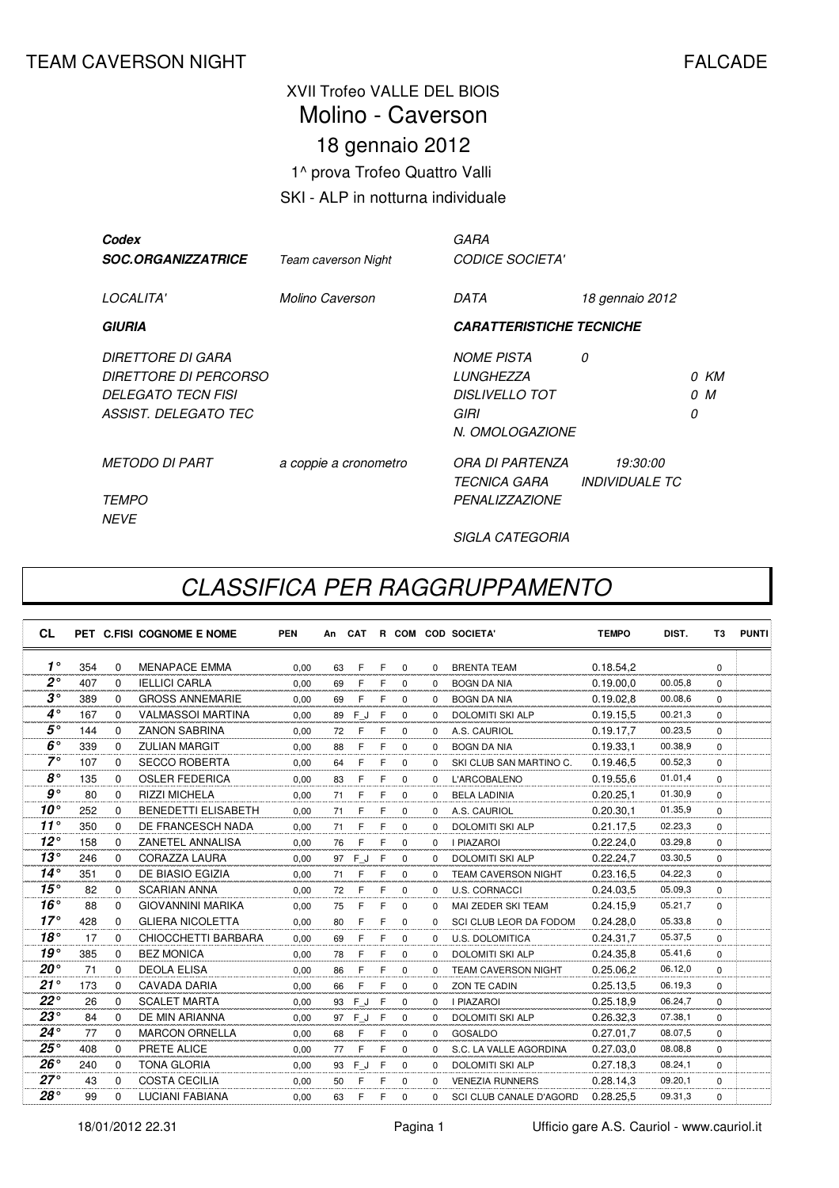TEAM CAVERSON NIGHT FALCADE

XVII Trofeo VALLE DEL BIOIS

# Molino - Caverson

## 18 gennaio 2012

1^ prova Trofeo Quattro Valli

SKI - ALP in notturna individuale

| | | | | |
|---|---|---|---|---|
| ***Codex*** | | *GARA* | | |
| ***SOC.ORGANIZZATRICE*** | *Team caverson Night* | *CODICE SOCIETA'* | | |
| *LOCALITA'* | *Molino Caverson* | *DATA* | *18 gennaio 2012* | |
| ***GIURIA*** | | ***CARATTERISTICHE TECNICHE*** | | |
| *DIRETTORE DI GARA* | | *NOME PISTA* | *0* | |
| *DIRETTORE DI PERCORSO* | | *LUNGHEZZA* | | *0 KM* |
| *DELEGATO TECN FISI* | | *DISLIVELLO TOT* | | *0 M* |
| *ASSIST. DELEGATO TEC* | | *GIRI* | | *0* |
| | | *N. OMOLOGAZIONE* | | |
| *METODO DI PART* | *a coppie a cronometro* | *ORA DI PARTENZA* | *19:30:00* | |
| | | *TECNICA GARA* | *INDIVIDUALE TC* | |
| *TEMPO* | | *PENALIZZAZIONE* | | |
| *NEVE* | | | | |
| | | *SIGLA CATEGORIA* | | |

# *CLASSIFICA PER RAGGRUPPAMENTO*

| CL | PET | C.FISI | COGNOME E NOME | PEN | An | CAT | R | COM | COD | SOCIETA' | TEMPO | DIST. | T3 | PUNTI |
|---|---|---|---|---|---|---|---|---|---|---|---|---|---|---|
| 1° | 354 | 0 | MENAPACE EMMA | 0,00 | 63 | F | F | 0 | 0 | BRENTA TEAM | 0.18.54,2 | | 0 | |
| 2° | 407 | 0 | IELLICI CARLA | 0,00 | 69 | F | F | 0 | 0 | BOGN DA NIA | 0.19.00,0 | 00.05,8 | 0 | |
| 3° | 389 | 0 | GROSS ANNEMARIE | 0,00 | 69 | F | F | 0 | 0 | BOGN DA NIA | 0.19.02,8 | 00.08,6 | 0 | |
| 4° | 167 | 0 | VALMASSOI MARTINA | 0,00 | 89 | F_J | F | 0 | 0 | DOLOMITI SKI ALP | 0.19.15,5 | 00.21,3 | 0 | |
| 5° | 144 | 0 | ZANON SABRINA | 0,00 | 72 | F | F | 0 | 0 | A.S. CAURIOL | 0.19.17,7 | 00.23,5 | 0 | |
| 6° | 339 | 0 | ZULIAN MARGIT | 0,00 | 88 | F | F | 0 | 0 | BOGN DA NIA | 0.19.33,1 | 00.38,9 | 0 | |
| 7° | 107 | 0 | SECCO ROBERTA | 0,00 | 64 | F | F | 0 | 0 | SKI CLUB SAN MARTINO C. | 0.19.46,5 | 00.52,3 | 0 | |
| 8° | 135 | 0 | OSLER FEDERICA | 0,00 | 83 | F | F | 0 | 0 | L'ARCOBALENO | 0.19.55,6 | 01.01,4 | 0 | |
| 9° | 80 | 0 | RIZZI MICHELA | 0,00 | 71 | F | F | 0 | 0 | BELA LADINIA | 0.20.25,1 | 01.30,9 | 0 | |
| 10° | 252 | 0 | BENEDETTI ELISABETH | 0,00 | 71 | F | F | 0 | 0 | A.S. CAURIOL | 0.20.30,1 | 01.35,9 | 0 | |
| 11° | 350 | 0 | DE FRANCESCH NADA | 0,00 | 71 | F | F | 0 | 0 | DOLOMITI SKI ALP | 0.21.17,5 | 02.23,3 | 0 | |
| 12° | 158 | 0 | ZANETEL ANNALISA | 0,00 | 76 | F | F | 0 | 0 | I PIAZAROI | 0.22.24,0 | 03.29,8 | 0 | |
| 13° | 246 | 0 | CORAZZA LAURA | 0,00 | 97 | F_J | F | 0 | 0 | DOLOMITI SKI ALP | 0.22.24,7 | 03.30,5 | 0 | |
| 14° | 351 | 0 | DE BIASIO EGIZIA | 0,00 | 71 | F | F | 0 | 0 | TEAM CAVERSON NIGHT | 0.23.16,5 | 04.22,3 | 0 | |
| 15° | 82 | 0 | SCARIAN ANNA | 0,00 | 72 | F | F | 0 | 0 | U.S. CORNACCI | 0.24.03,5 | 05.09,3 | 0 | |
| 16° | 88 | 0 | GIOVANNINI MARIKA | 0,00 | 75 | F | F | 0 | 0 | MAI ZEDER SKI TEAM | 0.24.15,9 | 05.21,7 | 0 | |
| 17° | 428 | 0 | GLIERA NICOLETTA | 0,00 | 80 | F | F | 0 | 0 | SCI CLUB LEOR DA FODOM | 0.24.28,0 | 05.33,8 | 0 | |
| 18° | 17 | 0 | CHIOCCHETTI BARBARA | 0,00 | 69 | F | F | 0 | 0 | U.S. DOLOMITICA | 0.24.31,7 | 05.37,5 | 0 | |
| 19° | 385 | 0 | BEZ MONICA | 0,00 | 78 | F | F | 0 | 0 | DOLOMITI SKI ALP | 0.24.35,8 | 05.41,6 | 0 | |
| 20° | 71 | 0 | DEOLA ELISA | 0,00 | 86 | F | F | 0 | 0 | TEAM CAVERSON NIGHT | 0.25.06,2 | 06.12,0 | 0 | |
| 21° | 173 | 0 | CAVADA DARIA | 0,00 | 66 | F | F | 0 | 0 | ZON TE CADIN | 0.25.13,5 | 06.19,3 | 0 | |
| 22° | 26 | 0 | SCALET MARTA | 0,00 | 93 | F_J | F | 0 | 0 | I PIAZAROI | 0.25.18,9 | 06.24,7 | 0 | |
| 23° | 84 | 0 | DE MIN ARIANNA | 0,00 | 97 | F_J | F | 0 | 0 | DOLOMITI SKI ALP | 0.26.32,3 | 07.38,1 | 0 | |
| 24° | 77 | 0 | MARCON ORNELLA | 0,00 | 68 | F | F | 0 | 0 | GOSALDO | 0.27.01,7 | 08.07,5 | 0 | |
| 25° | 408 | 0 | PRETE ALICE | 0,00 | 77 | F | F | 0 | 0 | S.C. LA VALLE AGORDINA | 0.27.03,0 | 08.08,8 | 0 | |
| 26° | 240 | 0 | TONA GLORIA | 0,00 | 93 | F_J | F | 0 | 0 | DOLOMITI SKI ALP | 0.27.18,3 | 08.24,1 | 0 | |
| 27° | 43 | 0 | COSTA CECILIA | 0,00 | 50 | F | F | 0 | 0 | VENEZIA RUNNERS | 0.28.14,3 | 09.20,1 | 0 | |
| 28° | 99 | 0 | LUCIANI FABIANA | 0,00 | 63 | F | F | 0 | 0 | SCI CLUB CANALE D'AGORD | 0.28.25,5 | 09.31,3 | 0 | |

18/01/2012 22.31 Ufficio gare A.S. Cauriol - www.cauriol.it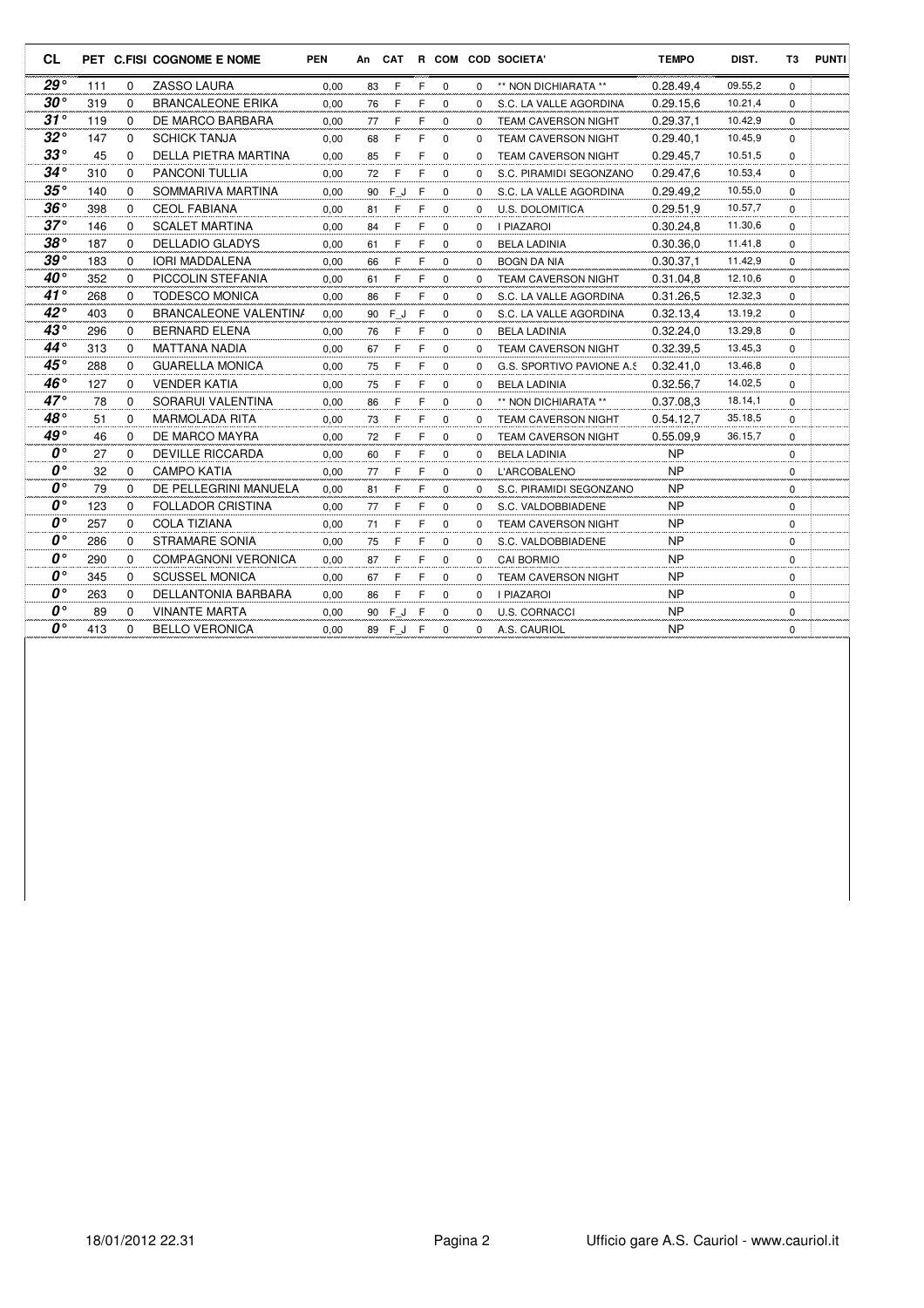| CL | PET | C.FISI | COGNOME E NOME | PEN | An | CAT | R | COM | COD | SOCIETA' | TEMPO | DIST. | T3 | PUNTI |
|---|---|---|---|---|---|---|---|---|---|---|---|---|---|---|
| 29° | 111 | 0 | ZASSO LAURA | 0,00 | 83 | F | F | 0 | 0 | ** NON DICHIARATA ** | 0.28.49,4 | 09.55,2 | 0 | |
| 30° | 319 | 0 | BRANCALEONE ERIKA | 0,00 | 76 | F | F | 0 | 0 | S.C. LA VALLE AGORDINA | 0.29.15,6 | 10.21,4 | 0 | |
| 31° | 119 | 0 | DE MARCO BARBARA | 0,00 | 77 | F | F | 0 | 0 | TEAM CAVERSON NIGHT | 0.29.37,1 | 10.42,9 | 0 | |
| 32° | 147 | 0 | SCHICK TANJA | 0,00 | 68 | F | F | 0 | 0 | TEAM CAVERSON NIGHT | 0.29.40,1 | 10.45,9 | 0 | |
| 33° | 45 | 0 | DELLA PIETRA MARTINA | 0,00 | 85 | F | F | 0 | 0 | TEAM CAVERSON NIGHT | 0.29.45,7 | 10.51,5 | 0 | |
| 34° | 310 | 0 | PANCONI TULLIA | 0,00 | 72 | F | F | 0 | 0 | S.C. PIRAMIDI SEGONZANO | 0.29.47,6 | 10.53,4 | 0 | |
| 35° | 140 | 0 | SOMMARIVA MARTINA | 0,00 | 90 | F_J | F | 0 | 0 | S.C. LA VALLE AGORDINA | 0.29.49,2 | 10.55,0 | 0 | |
| 36° | 398 | 0 | CEOL FABIANA | 0,00 | 81 | F | F | 0 | 0 | U.S. DOLOMITICA | 0.29.51,9 | 10.57,7 | 0 | |
| 37° | 146 | 0 | SCALET MARTINA | 0,00 | 84 | F | F | 0 | 0 | I PIAZAROI | 0.30.24,8 | 11.30,6 | 0 | |
| 38° | 187 | 0 | DELLADIO GLADYS | 0,00 | 61 | F | F | 0 | 0 | BELA LADINIA | 0.30.36,0 | 11.41,8 | 0 | |
| 39° | 183 | 0 | IORI MADDALENA | 0,00 | 66 | F | F | 0 | 0 | BOGN DA NIA | 0.30.37,1 | 11.42,9 | 0 | |
| 40° | 352 | 0 | PICCOLIN STEFANIA | 0,00 | 61 | F | F | 0 | 0 | TEAM CAVERSON NIGHT | 0.31.04,8 | 12.10,6 | 0 | |
| 41° | 268 | 0 | TODESCO MONICA | 0,00 | 86 | F | F | 0 | 0 | S.C. LA VALLE AGORDINA | 0.31.26,5 | 12.32,3 | 0 | |
| 42° | 403 | 0 | BRANCALEONE VALENTINA | 0,00 | 90 | F_J | F | 0 | 0 | S.C. LA VALLE AGORDINA | 0.32.13,4 | 13.19,2 | 0 | |
| 43° | 296 | 0 | BERNARD ELENA | 0,00 | 76 | F | F | 0 | 0 | BELA LADINIA | 0.32.24,0 | 13.29,8 | 0 | |
| 44° | 313 | 0 | MATTANA NADIA | 0,00 | 67 | F | F | 0 | 0 | TEAM CAVERSON NIGHT | 0.32.39,5 | 13.45,3 | 0 | |
| 45° | 288 | 0 | GUARELLA MONICA | 0,00 | 75 | F | F | 0 | 0 | G.S. SPORTIVO PAVIONE A.S | 0.32.41,0 | 13.46,8 | 0 | |
| 46° | 127 | 0 | VENDER KATIA | 0,00 | 75 | F | F | 0 | 0 | BELA LADINIA | 0.32.56,7 | 14.02,5 | 0 | |
| 47° | 78 | 0 | SORARUI VALENTINA | 0,00 | 86 | F | F | 0 | 0 | ** NON DICHIARATA ** | 0.37.08,3 | 18.14,1 | 0 | |
| 48° | 51 | 0 | MARMOLADA RITA | 0,00 | 73 | F | F | 0 | 0 | TEAM CAVERSON NIGHT | 0.54.12,7 | 35.18,5 | 0 | |
| 49° | 46 | 0 | DE MARCO MAYRA | 0,00 | 72 | F | F | 0 | 0 | TEAM CAVERSON NIGHT | 0.55.09,9 | 36.15,7 | 0 | |
| 0° | 27 | 0 | DEVILLE RICCARDA | 0,00 | 60 | F | F | 0 | 0 | BELA LADINIA | NP | | 0 | |
| 0° | 32 | 0 | CAMPO KATIA | 0,00 | 77 | F | F | 0 | 0 | L'ARCOBALENO | NP | | 0 | |
| 0° | 79 | 0 | DE PELLEGRINI MANUELA | 0,00 | 81 | F | F | 0 | 0 | S.C. PIRAMIDI SEGONZANO | NP | | 0 | |
| 0° | 123 | 0 | FOLLADOR CRISTINA | 0,00 | 77 | F | F | 0 | 0 | S.C. VALDOBBIADENE | NP | | 0 | |
| 0° | 257 | 0 | COLA TIZIANA | 0,00 | 71 | F | F | 0 | 0 | TEAM CAVERSON NIGHT | NP | | 0 | |
| 0° | 286 | 0 | STRAMARE SONIA | 0,00 | 75 | F | F | 0 | 0 | S.C. VALDOBBIADENE | NP | | 0 | |
| 0° | 290 | 0 | COMPAGNONI VERONICA | 0,00 | 87 | F | F | 0 | 0 | CAI BORMIO | NP | | 0 | |
| 0° | 345 | 0 | SCUSSEL MONICA | 0,00 | 67 | F | F | 0 | 0 | TEAM CAVERSON NIGHT | NP | | 0 | |
| 0° | 263 | 0 | DELLANTONIA BARBARA | 0,00 | 86 | F | F | 0 | 0 | I PIAZAROI | NP | | 0 | |
| 0° | 89 | 0 | VINANTE MARTA | 0,00 | 90 | F_J | F | 0 | 0 | U.S. CORNACCI | NP | | 0 | |
| 0° | 413 | 0 | BELLO VERONICA | 0,00 | 89 | F_J | F | 0 | 0 | A.S. CAURIOL | NP | | 0 | |

18/01/2012 22.31 Ufficio gare A.S. Cauriol - www.cauriol.it